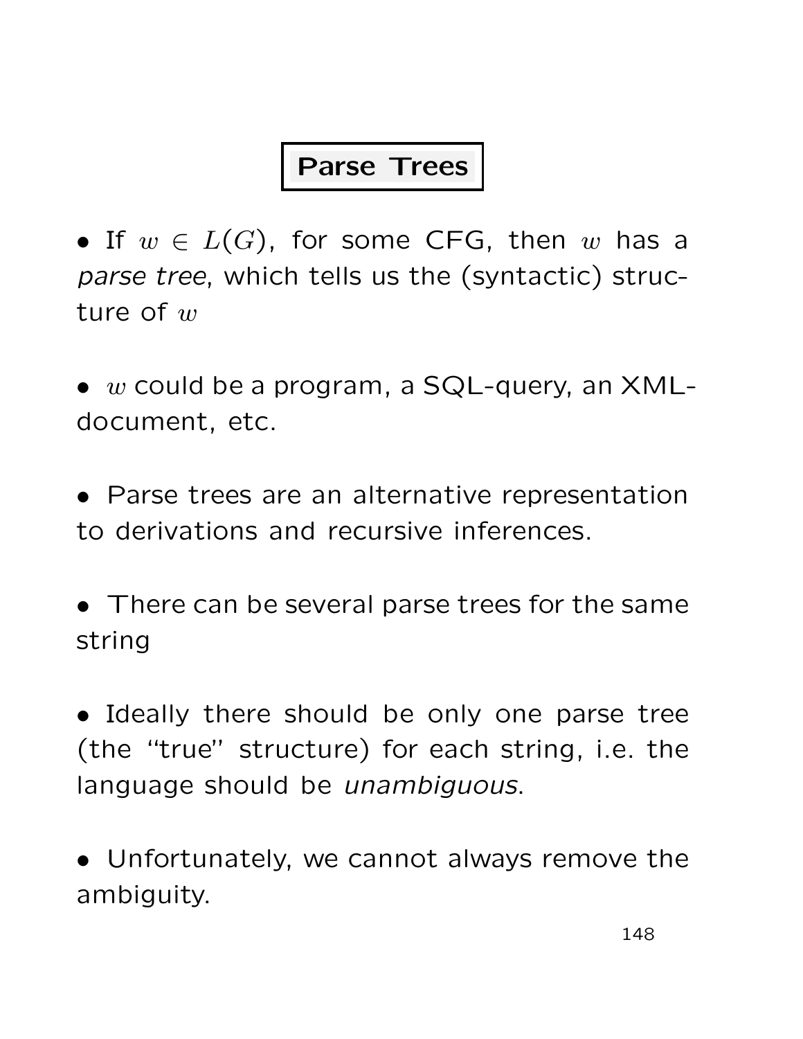# Parse Trees

- If $w \in L(G)$, for some CFG, then $w$ has a *parse tree*, which tells us the (syntactic) structure of $w$

- $w$ could be a program, a SQL-query, an XML-document, etc.

- Parse trees are an alternative representation to derivations and recursive inferences.

- There can be several parse trees for the same string

- Ideally there should be only one parse tree (the "true" structure) for each string, i.e. the language should be *unambiguous*.

- Unfortunately, we cannot always remove the ambiguity.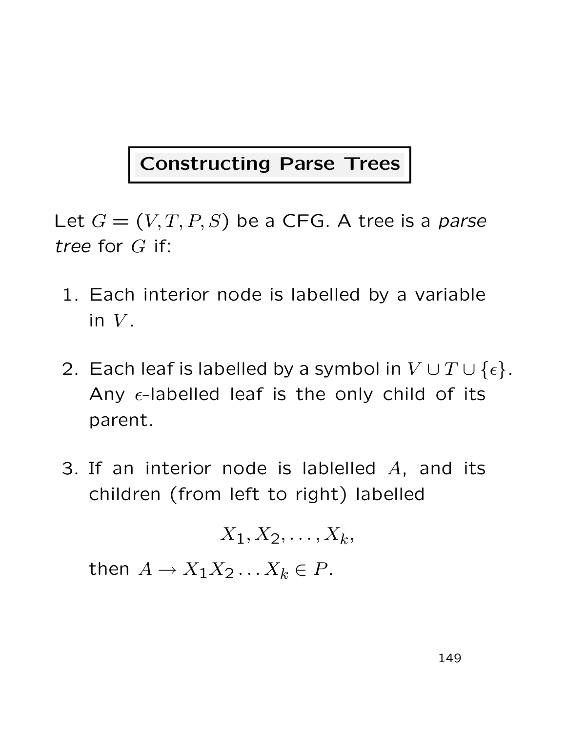## Constructing Parse Trees

Let $G = (V, T, P, S)$ be a CFG. A tree is a *parse tree* for $G$ if:

1. Each interior node is labelled by a variable in $V$.

2. Each leaf is labelled by a symbol in $V \cup T \cup \{\epsilon\}$. Any $\epsilon$-labelled leaf is the only child of its parent.

3. If an interior node is lablelled $A$, and its children (from left to right) labelled

$$X_1, X_2, \ldots, X_k,$$

   then $A \to X_1 X_2 \ldots X_k \in P$.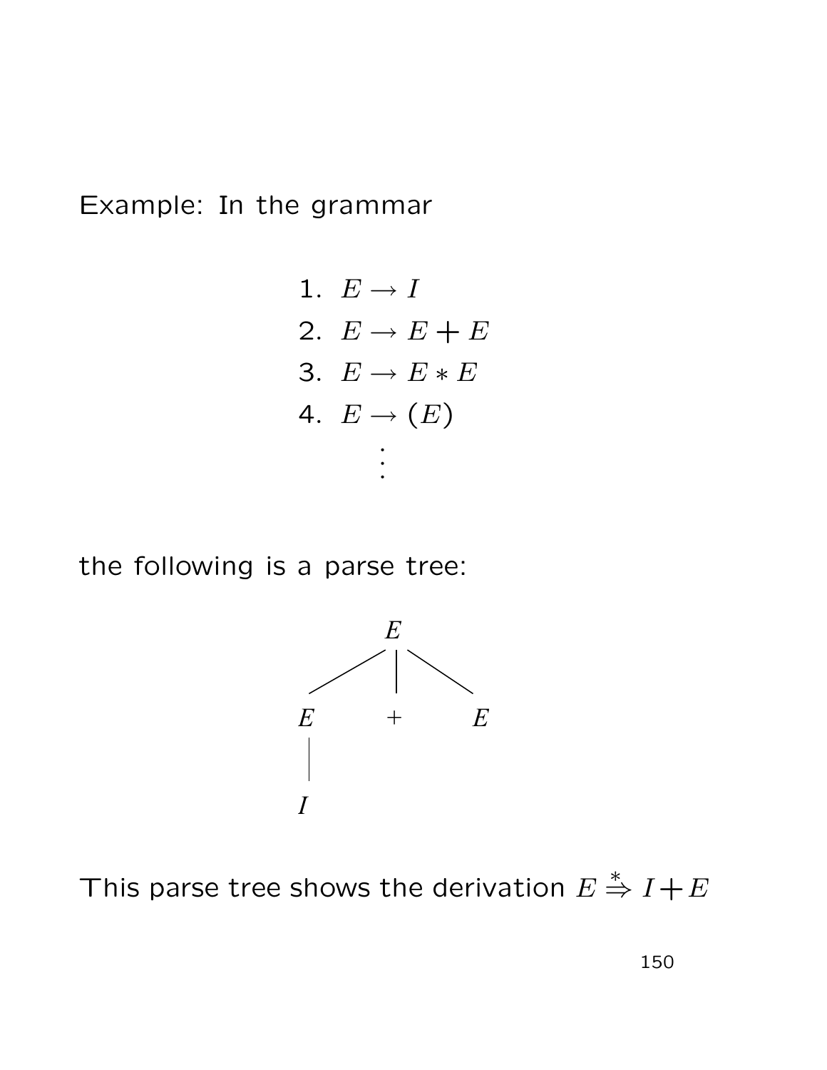Example: In the grammar

1. $E \rightarrow I$
2. $E \rightarrow E + E$
3. $E \rightarrow E * E$
4. $E \rightarrow (E)$

$$\vdots$$

the following is a parse tree:

```
        E
      / | \
     E  +  E
     |
     I
```

This parse tree shows the derivation $E \stackrel{*}{\Rightarrow} I + E$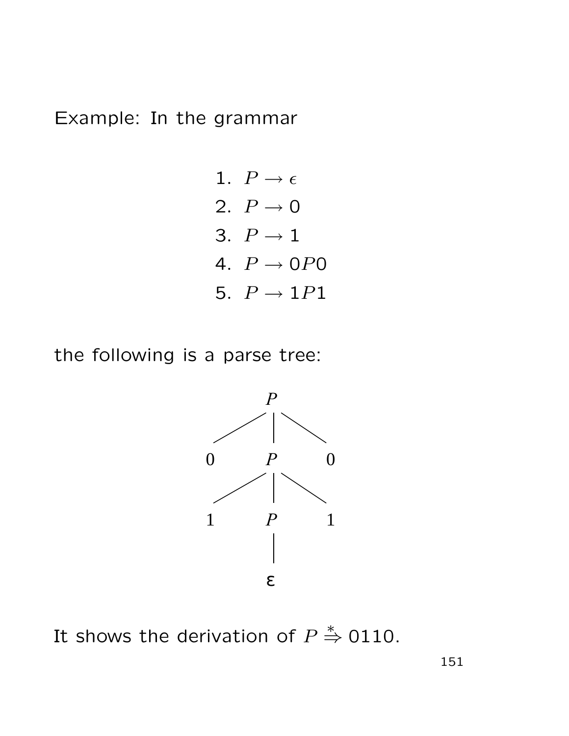Example: In the grammar

1. $P \rightarrow \epsilon$
2. $P \rightarrow 0$
3. $P \rightarrow 1$
4. $P \rightarrow 0P0$
5. $P \rightarrow 1P1$

the following is a parse tree:

```
        P
      / | \
     0  P  0
      / | \
     1  P  1
        |
        ε
```

It shows the derivation of $P \stackrel{*}{\Rightarrow} 0110$.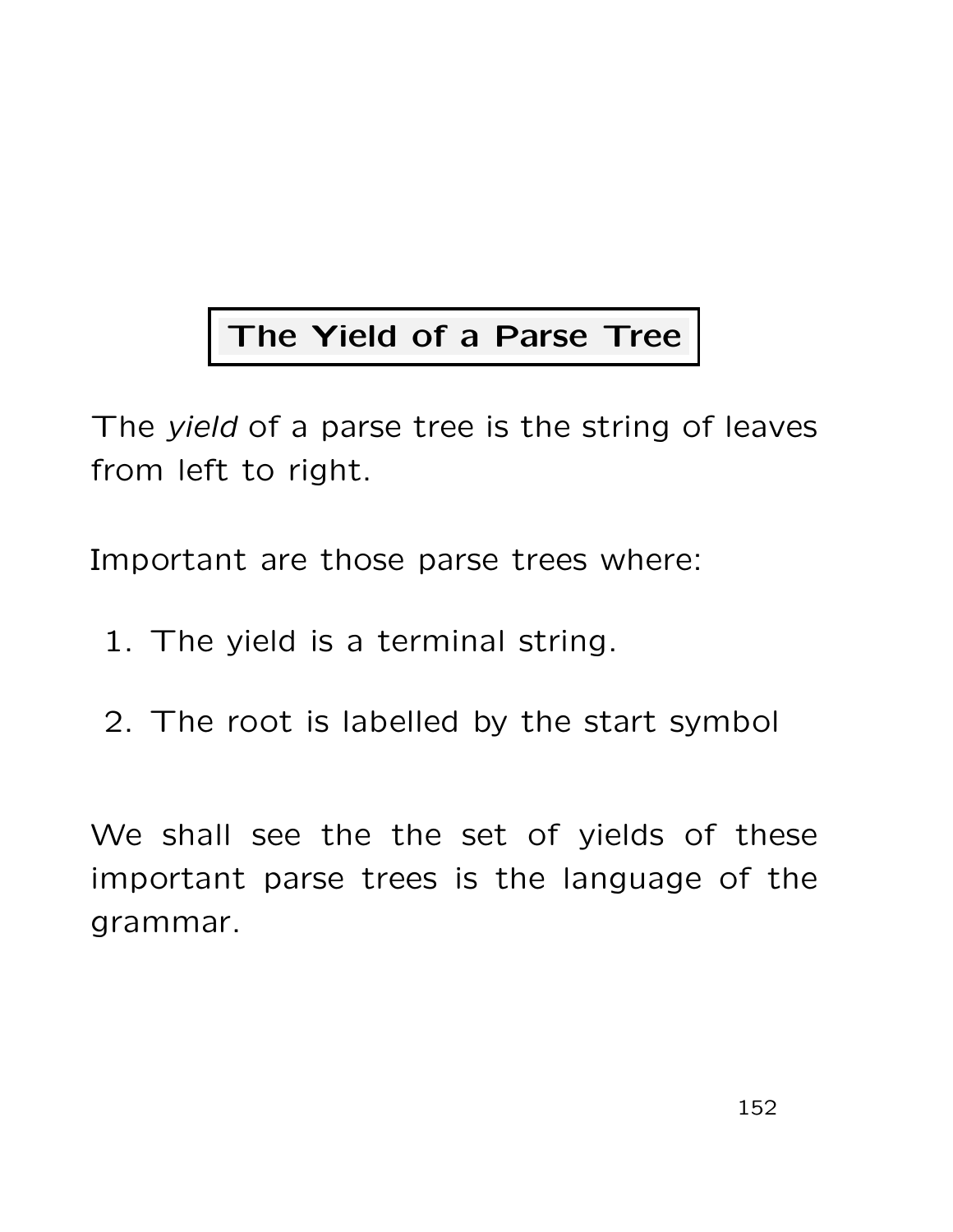# The Yield of a Parse Tree

The *yield* of a parse tree is the string of leaves from left to right.

Important are those parse trees where:

1. The yield is a terminal string.

2. The root is labelled by the start symbol

We shall see the the set of yields of these important parse trees is the language of the grammar.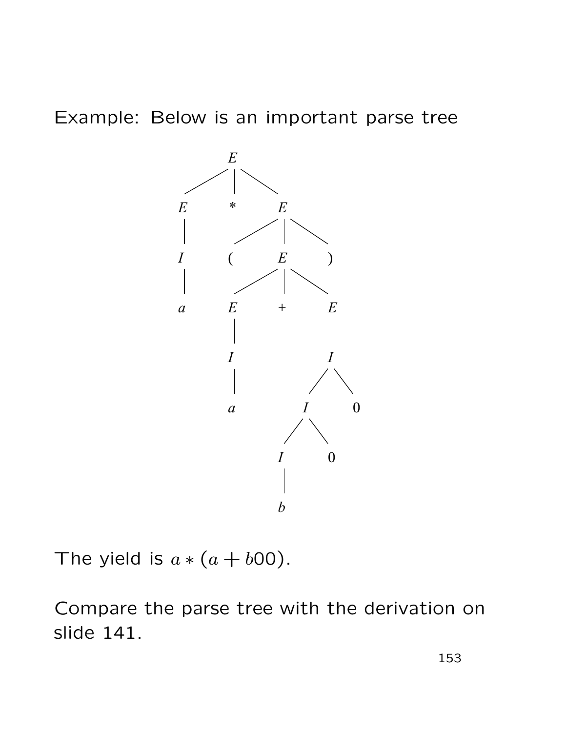Example: Below is an important parse tree

```
                E
          /     |     \
         E      *      E
         |          /  |  \
         I         (   E   )
         |          /  |  \
         a         E   +   E
                   |       |
                   I       I
                   |      / \
                   a     I   0
                        / \
                       I   0
                       |
                       b
```

The yield is $a * (a + b00)$.

Compare the parse tree with the derivation on slide 141.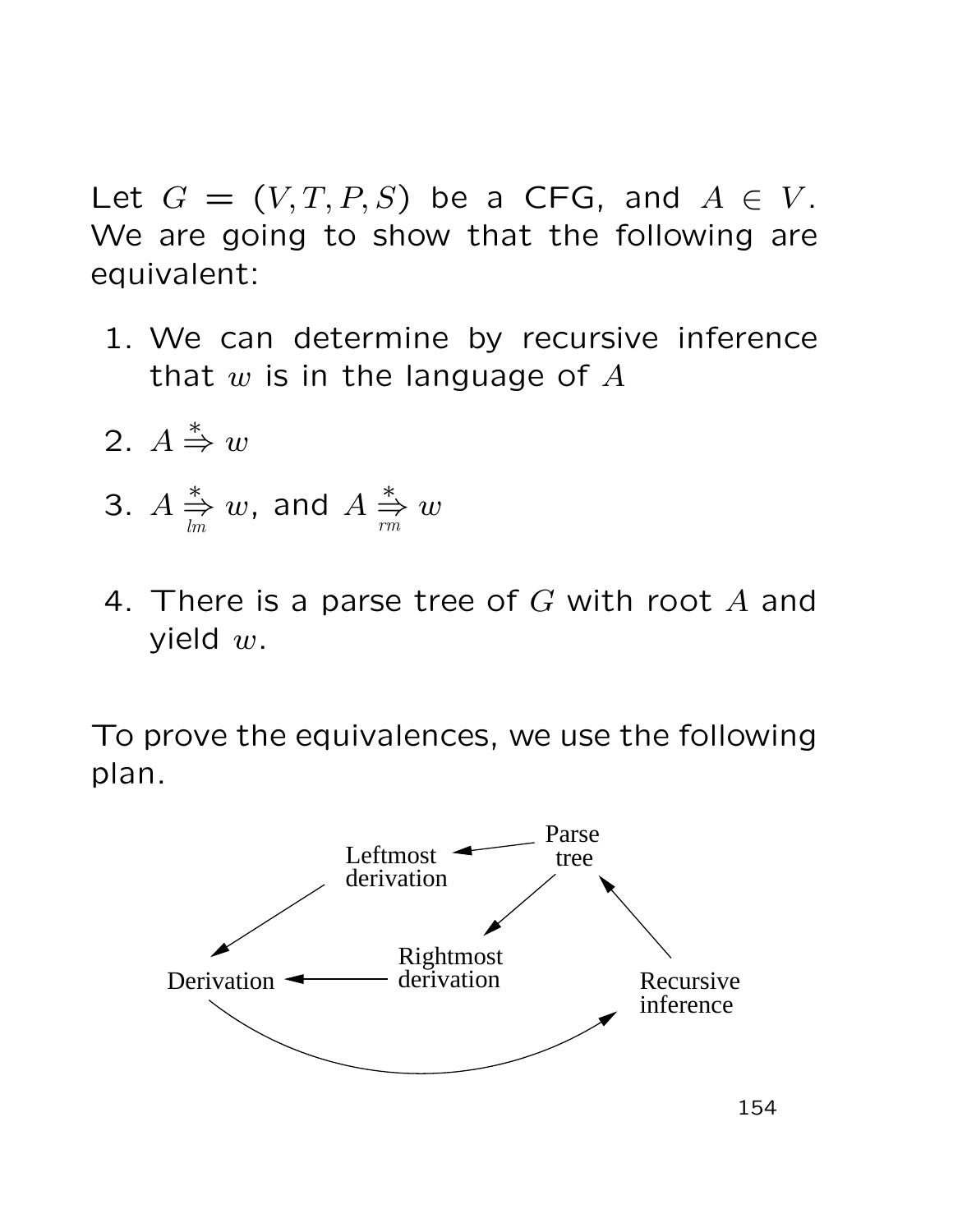Let $G = (V, T, P, S)$ be a CFG, and $A \in V$. We are going to show that the following are equivalent:

1. We can determine by recursive inference that $w$ is in the language of $A$
2. $A \stackrel{*}{\Rightarrow} w$
3. $A \underset{lm}{\stackrel{*}{\Rightarrow}} w$, and $A \underset{rm}{\stackrel{*}{\Rightarrow}} w$
4. There is a parse tree of $G$ with root $A$ and yield $w$.

To prove the equivalences, we use the following plan.

Parse tree → Leftmost derivation; Parse tree → Rightmost derivation; Leftmost derivation → Derivation; Rightmost derivation → Derivation; Derivation → Recursive inference; Recursive inference → Parse tree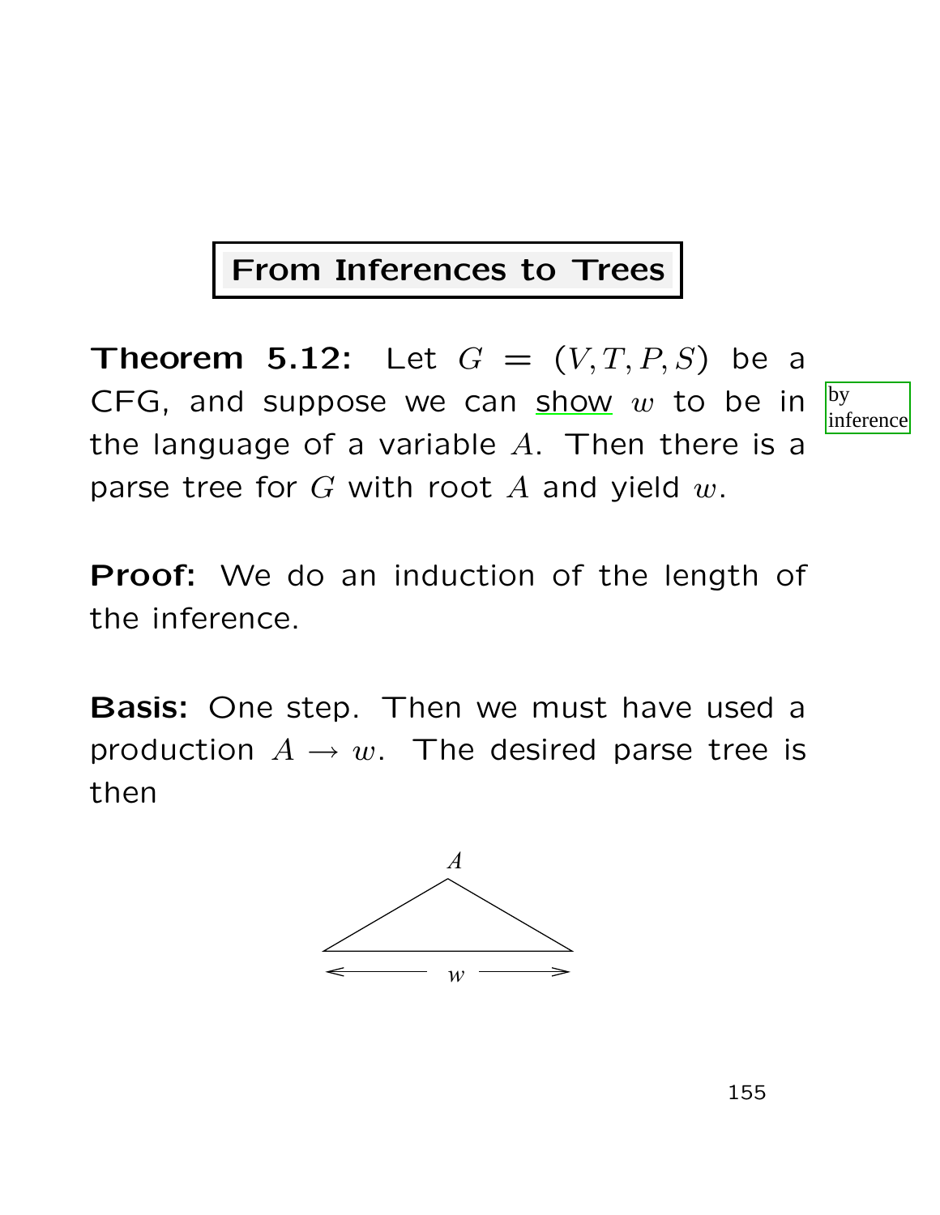## From Inferences to Trees

**Theorem 5.12:** Let $G = (V, T, P, S)$ be a CFG, and suppose we can show $w$ to be in the language of a variable $A$. Then there is a parse tree for $G$ with root $A$ and yield $w$.

by inference

**Proof:** We do an induction of the length of the inference.

**Basis:** One step. Then we must have used a production $A \rightarrow w$. The desired parse tree is then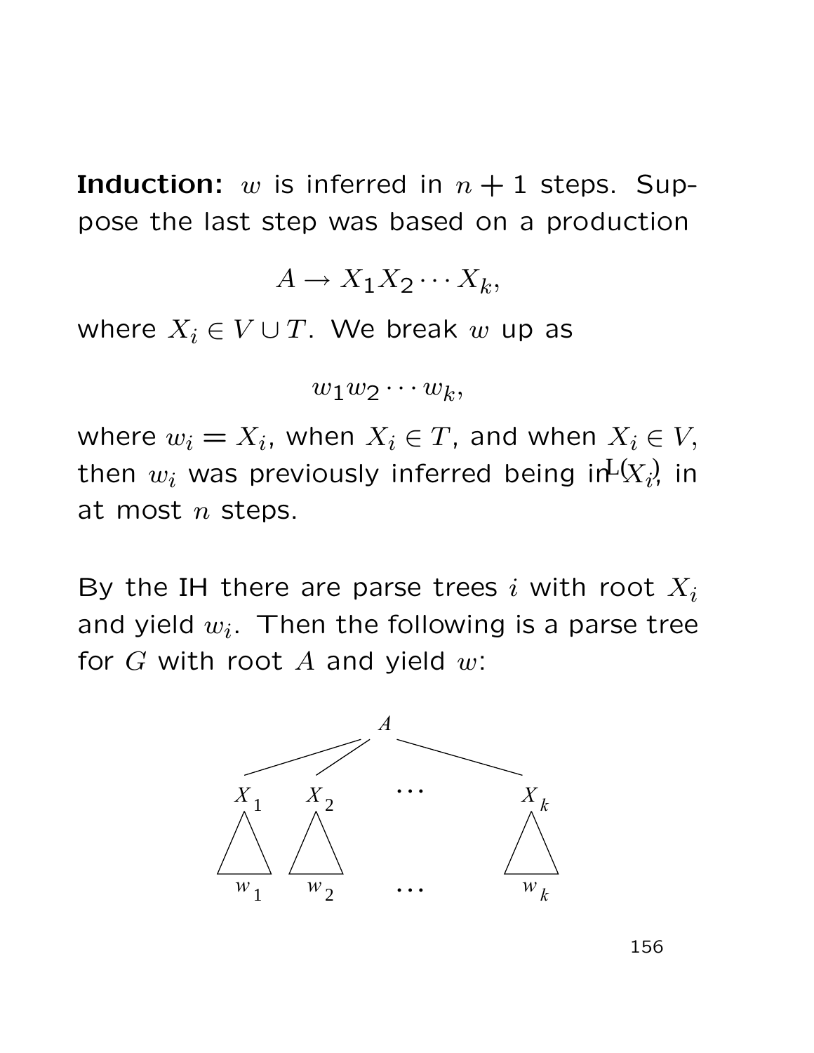**Induction:** $w$ is inferred in $n+1$ steps. Suppose the last step was based on a production

$$A \to X_1 X_2 \cdots X_k,$$

where $X_i \in V \cup T$. We break $w$ up as

$$w_1 w_2 \cdots w_k,$$

where $w_i = X_i$, when $X_i \in T$, and when $X_i \in V$, then $w_i$ was previously inferred being in $L(X_i)$, in at most $n$ steps.

By the IH there are parse trees $i$ with root $X_i$ and yield $w_i$. Then the following is a parse tree for $G$ with root $A$ and yield $w$: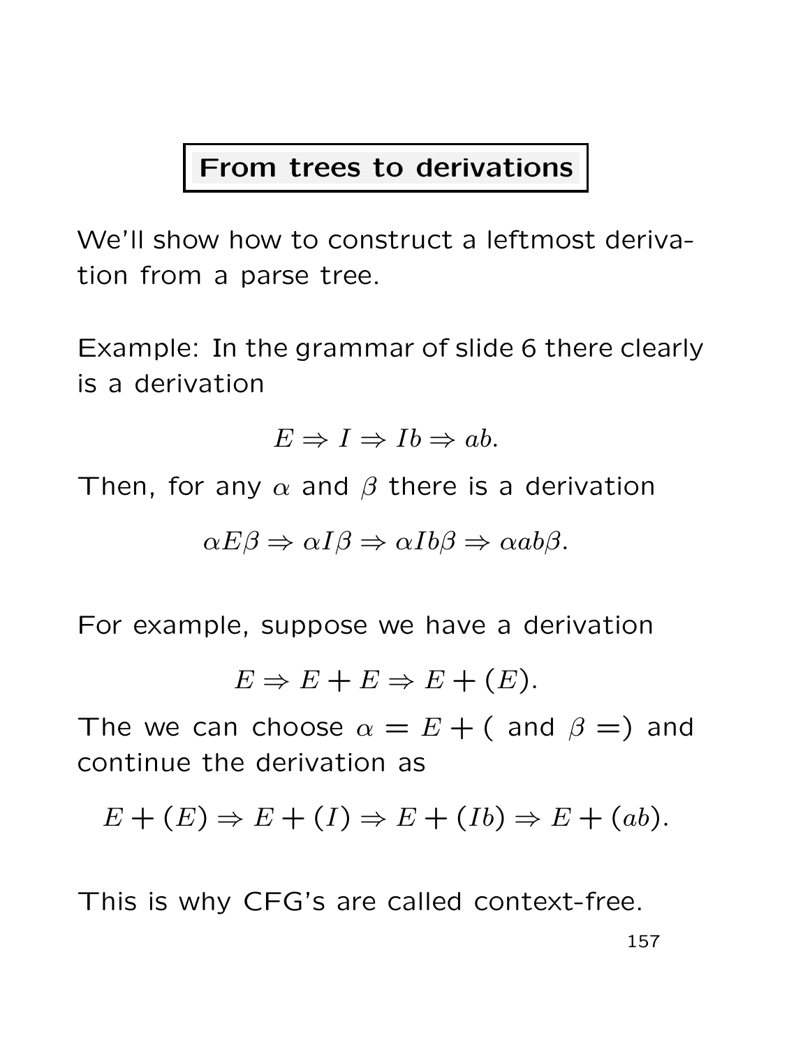## From trees to derivations

We'll show how to construct a leftmost derivation from a parse tree.

Example: In the grammar of slide 6 there clearly is a derivation

$$E \Rightarrow I \Rightarrow Ib \Rightarrow ab.$$

Then, for any $\alpha$ and $\beta$ there is a derivation

$$\alpha E \beta \Rightarrow \alpha I \beta \Rightarrow \alpha Ib \beta \Rightarrow \alpha ab \beta.$$

For example, suppose we have a derivation

$$E \Rightarrow E + E \Rightarrow E + (E).$$

The we can choose $\alpha = E + ($ and $\beta =)$ and continue the derivation as

$$E + (E) \Rightarrow E + (I) \Rightarrow E + (Ib) \Rightarrow E + (ab).$$

This is why CFG's are called context-free.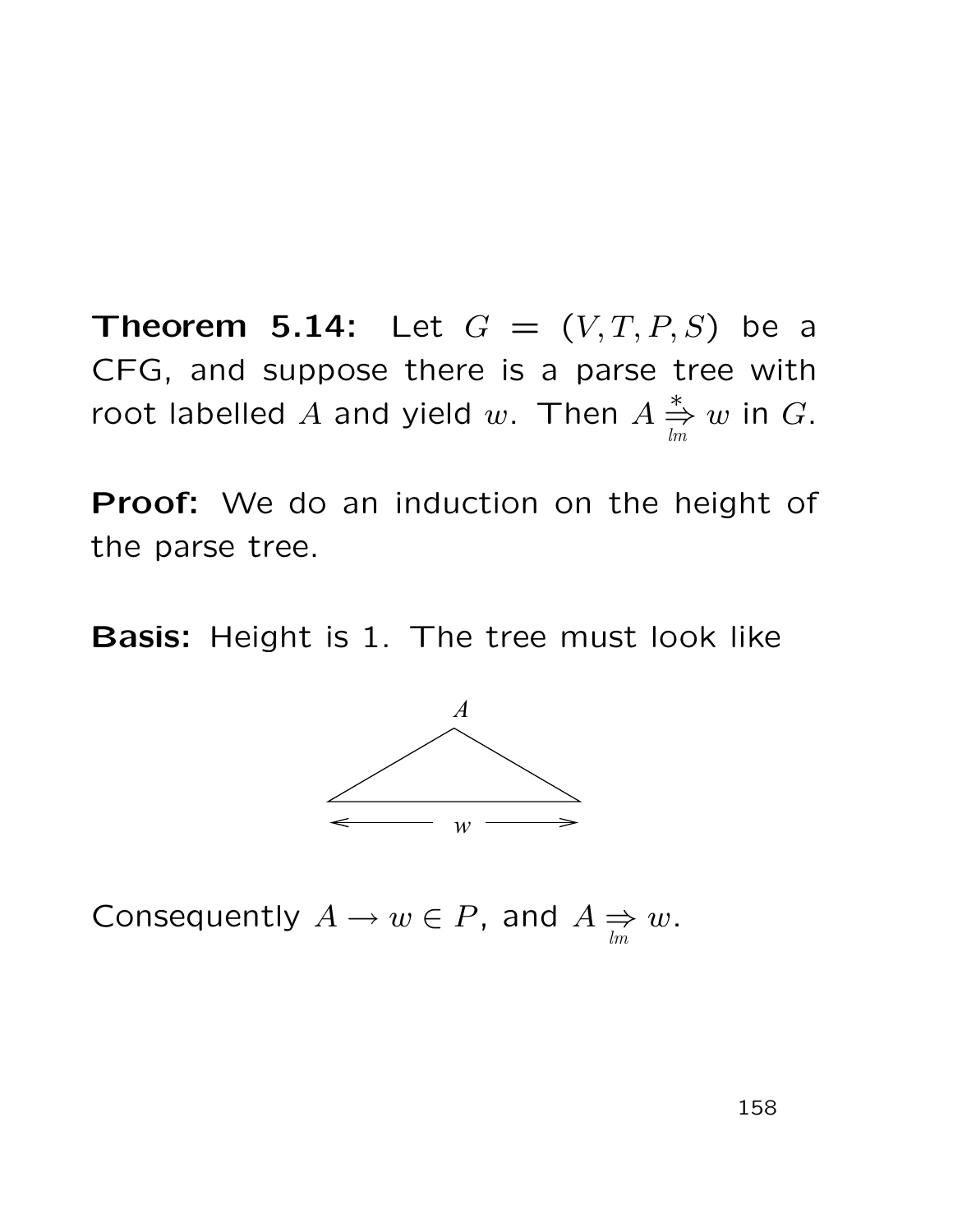**Theorem 5.14:** Let $G = (V, T, P, S)$ be a CFG, and suppose there is a parse tree with root labelled $A$ and yield $w$. Then $A \underset{lm}{\overset{*}{\Rightarrow}} w$ in $G$.

**Proof:** We do an induction on the height of the parse tree.

**Basis:** Height is 1. The tree must look like

Consequently $A \rightarrow w \in P$, and $A \underset{lm}{\Rightarrow} w$.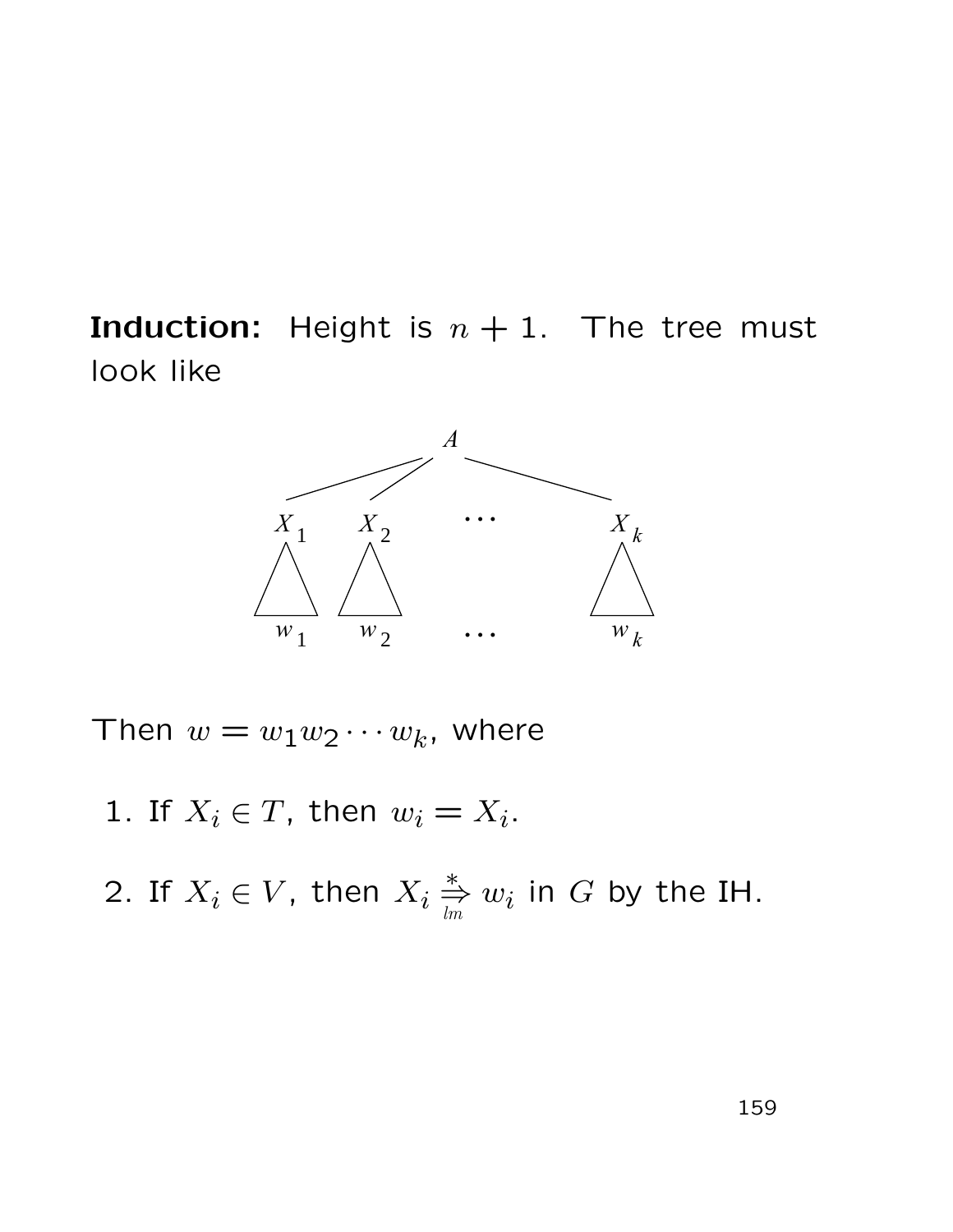**Induction:** Height is $n + 1$. The tree must look like

Then $w = w_1 w_2 \cdots w_k$, where

1. If $X_i \in T$, then $w_i = X_i$.

2. If $X_i \in V$, then $X_i \overset{*}{\underset{lm}{\Rightarrow}} w_i$ in $G$ by the IH.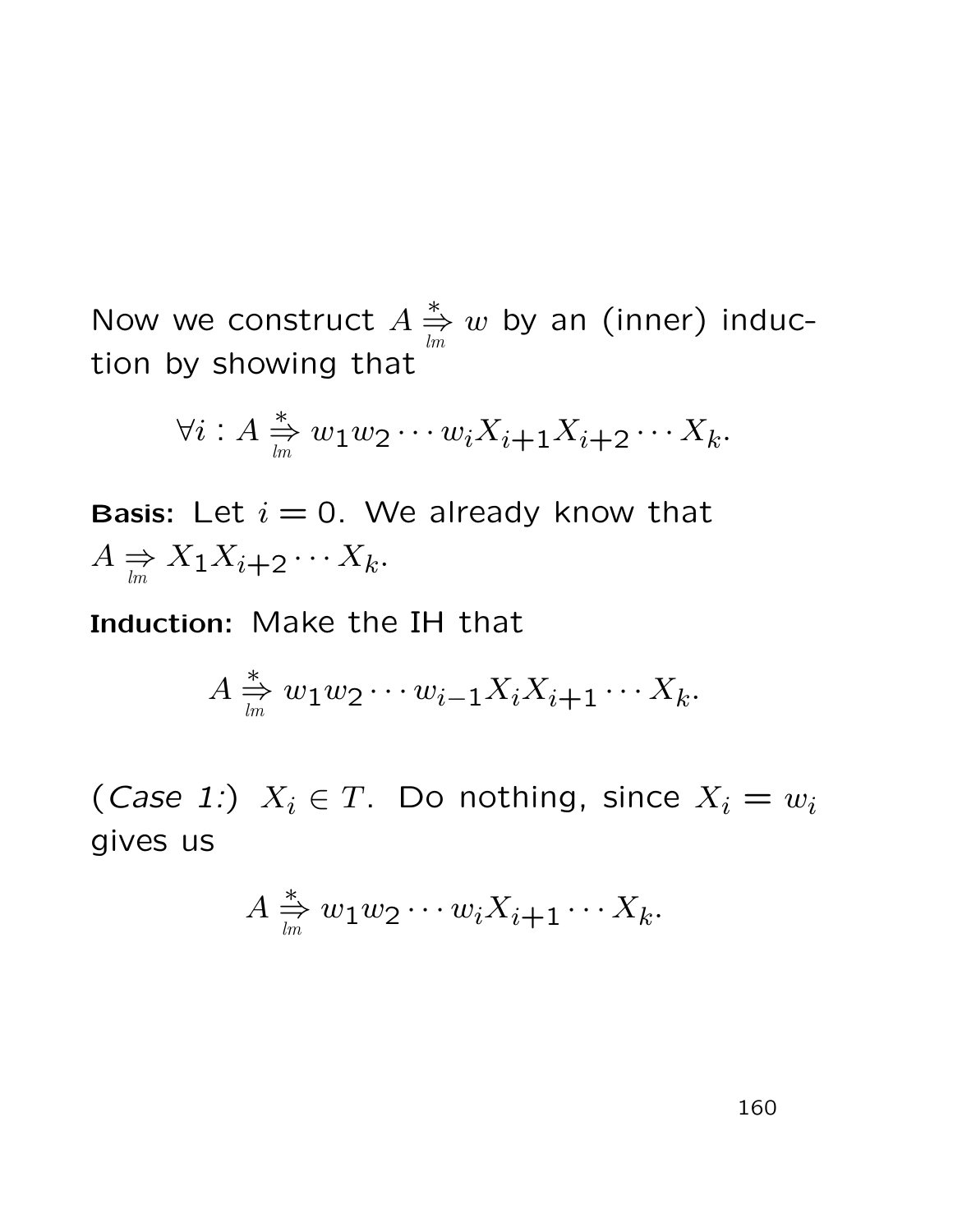Now we construct $A \underset{lm}{\overset{*}{\Rightarrow}} w$ by an (inner) induction by showing that

$$\forall i : A \underset{lm}{\overset{*}{\Rightarrow}} w_1 w_2 \cdots w_i X_{i+1} X_{i+2} \cdots X_k.$$

**Basis:** Let $i = 0$. We already know that $A \underset{lm}{\Rightarrow} X_1 X_{i+2} \cdots X_k$.

**Induction:** Make the IH that

$$A \underset{lm}{\overset{*}{\Rightarrow}} w_1 w_2 \cdots w_{i-1} X_i X_{i+1} \cdots X_k.$$

(*Case 1:*) $X_i \in T$. Do nothing, since $X_i = w_i$ gives us

$$A \underset{lm}{\overset{*}{\Rightarrow}} w_1 w_2 \cdots w_i X_{i+1} \cdots X_k.$$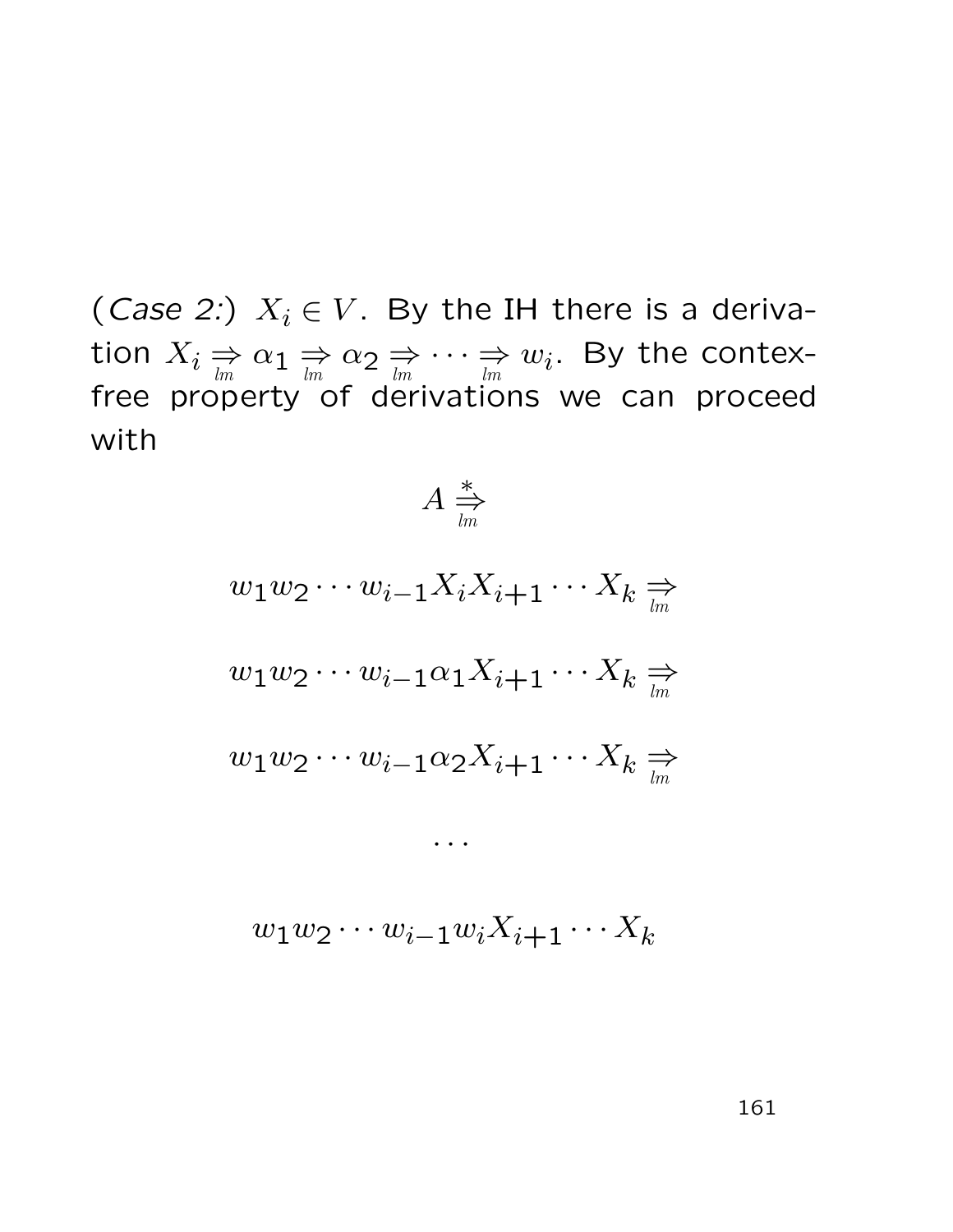(*Case 2:*) $X_i \in V$. By the IH there is a derivation $X_i \underset{lm}{\Rightarrow} \alpha_1 \underset{lm}{\Rightarrow} \alpha_2 \underset{lm}{\Rightarrow} \cdots \underset{lm}{\Rightarrow} w_i$. By the contex-free property of derivations we can proceed with

$$A \overset{*}{\underset{lm}{\Rightarrow}}$$

$$w_1 w_2 \cdots w_{i-1} X_i X_{i+1} \cdots X_k \underset{lm}{\Rightarrow}$$

$$w_1 w_2 \cdots w_{i-1} \alpha_1 X_{i+1} \cdots X_k \underset{lm}{\Rightarrow}$$

$$w_1 w_2 \cdots w_{i-1} \alpha_2 X_{i+1} \cdots X_k \underset{lm}{\Rightarrow}$$

$$\cdots$$

$$w_1 w_2 \cdots w_{i-1} w_i X_{i+1} \cdots X_k$$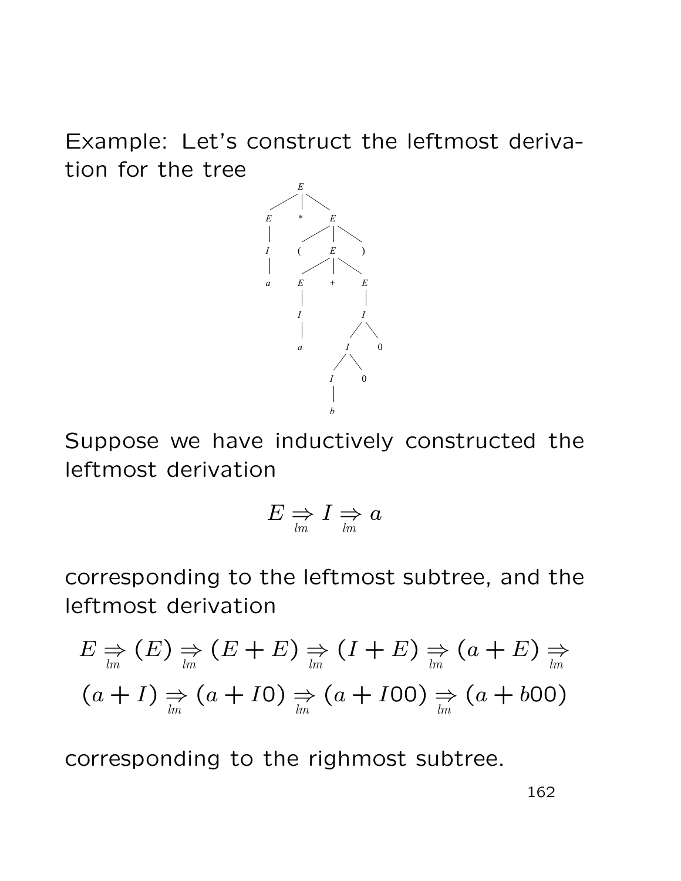Example: Let's construct the leftmost derivation for the tree

Suppose we have inductively constructed the leftmost derivation

$$E \underset{lm}{\Rightarrow} I \underset{lm}{\Rightarrow} a$$

corresponding to the leftmost subtree, and the leftmost derivation

$$E \underset{lm}{\Rightarrow} (E) \underset{lm}{\Rightarrow} (E+E) \underset{lm}{\Rightarrow} (I+E) \underset{lm}{\Rightarrow} (a+E) \underset{lm}{\Rightarrow}$$
$$(a+I) \underset{lm}{\Rightarrow} (a+I0) \underset{lm}{\Rightarrow} (a+I00) \underset{lm}{\Rightarrow} (a+b00)$$

corresponding to the righmost subtree.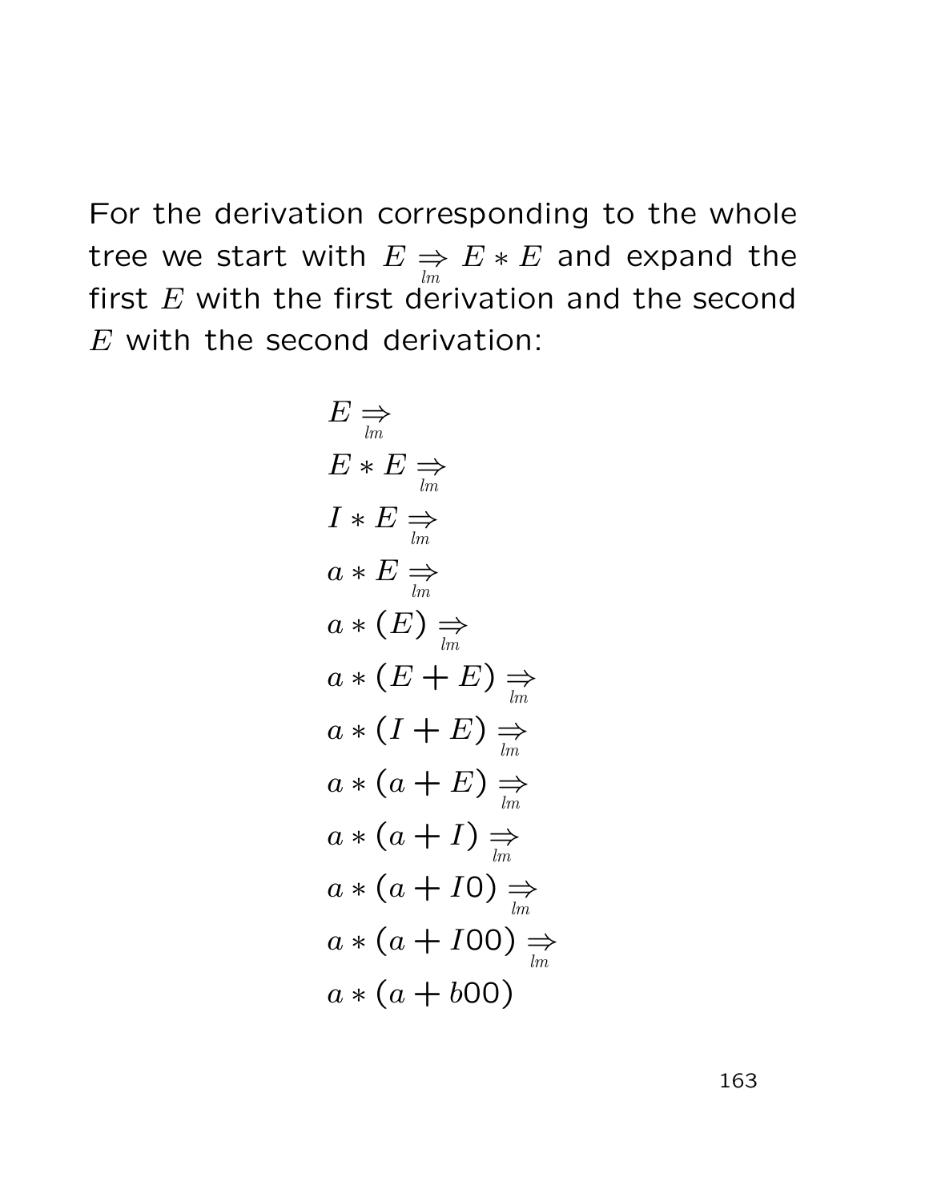For the derivation corresponding to the whole tree we start with $E \underset{lm}{\Rightarrow} E * E$ and expand the first $E$ with the first derivation and the second $E$ with the second derivation:

$$
\begin{aligned}
& E \underset{lm}{\Rightarrow} \\
& E * E \underset{lm}{\Rightarrow} \\
& I * E \underset{lm}{\Rightarrow} \\
& a * E \underset{lm}{\Rightarrow} \\
& a * (E) \underset{lm}{\Rightarrow} \\
& a * (E + E) \underset{lm}{\Rightarrow} \\
& a * (I + E) \underset{lm}{\Rightarrow} \\
& a * (a + E) \underset{lm}{\Rightarrow} \\
& a * (a + I) \underset{lm}{\Rightarrow} \\
& a * (a + I0) \underset{lm}{\Rightarrow} \\
& a * (a + I00) \underset{lm}{\Rightarrow} \\
& a * (a + b00)
\end{aligned}
$$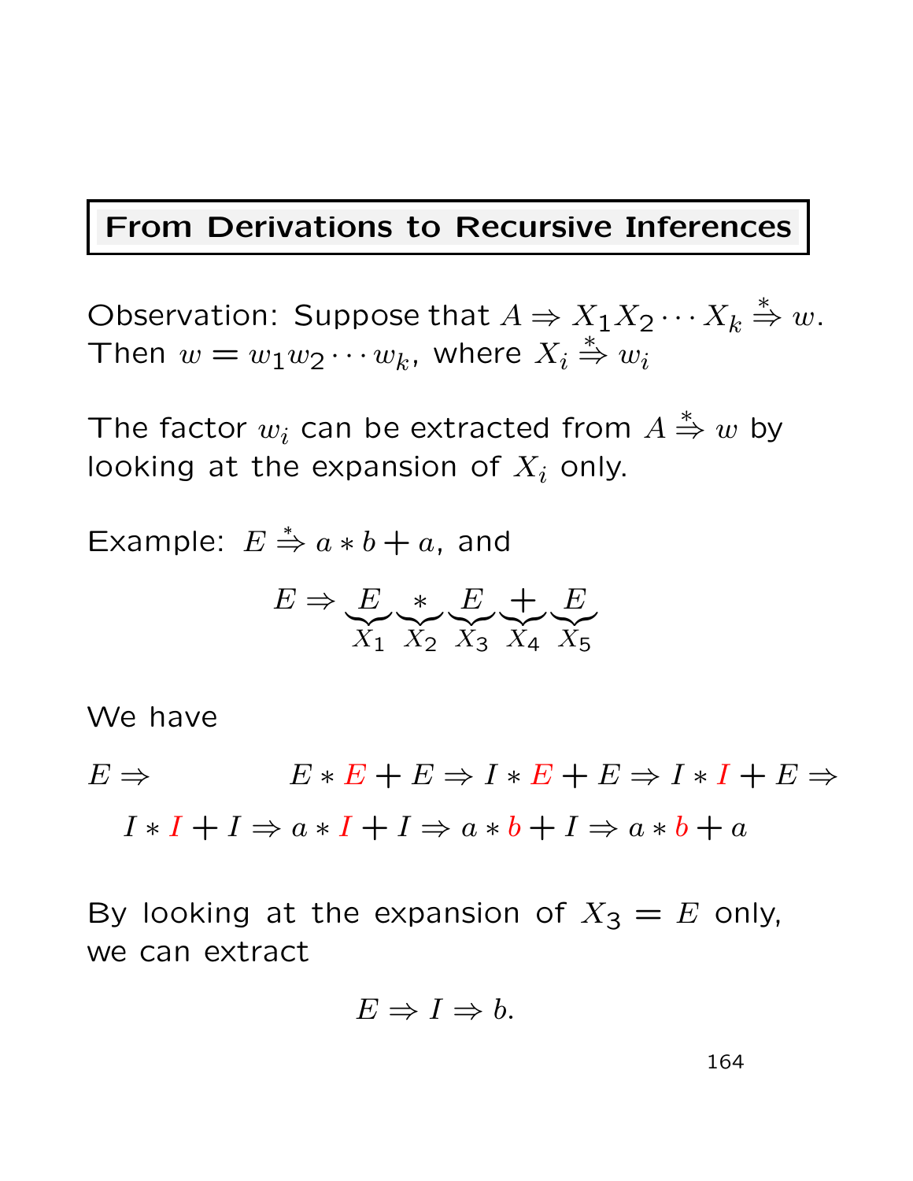## From Derivations to Recursive Inferences

Observation: Suppose that $A \Rightarrow X_1 X_2 \cdots X_k \overset{*}{\Rightarrow} w$. Then $w = w_1 w_2 \cdots w_k$, where $X_i \overset{*}{\Rightarrow} w_i$

The factor $w_i$ can be extracted from $A \overset{*}{\Rightarrow} w$ by looking at the expansion of $X_i$ only.

Example: $E \overset{*}{\Rightarrow} a * b + a$, and

$$E \Rightarrow \underbrace{E}_{X_1} \underbrace{*}_{X_2} \underbrace{E}_{X_3} \underbrace{+}_{X_4} \underbrace{E}_{X_5}$$

We have

$$E \Rightarrow E * E + E \Rightarrow I * E + E \Rightarrow I * I + E \Rightarrow$$
$$I * I + I \Rightarrow a * I + I \Rightarrow a * b + I \Rightarrow a * b + a$$

By looking at the expansion of $X_3 = E$ only, we can extract

$$E \Rightarrow I \Rightarrow b.$$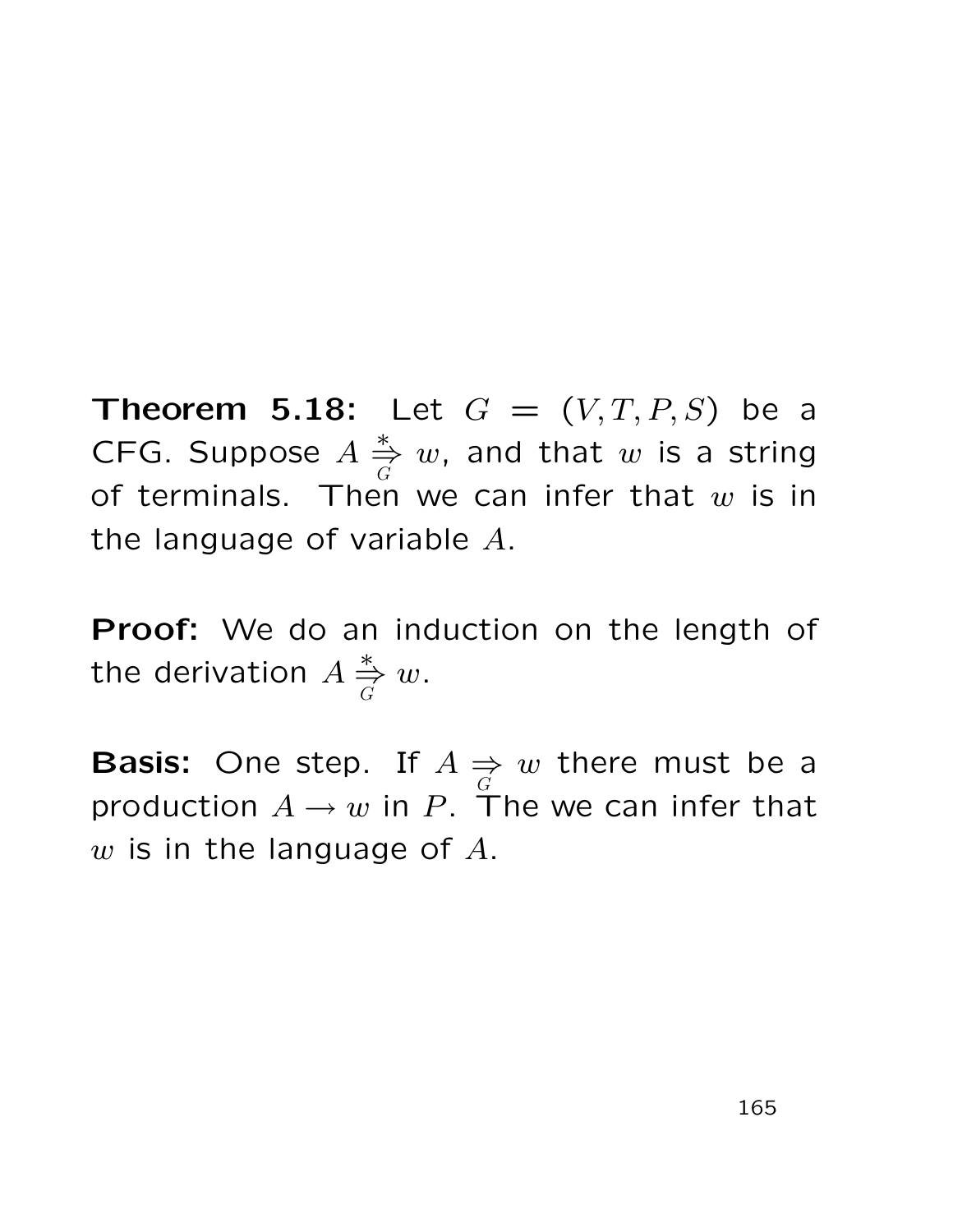**Theorem 5.18:** Let $G = (V, T, P, S)$ be a CFG. Suppose $A \underset{G}{\overset{*}{\Rightarrow}} w$, and that $w$ is a string of terminals. Then we can infer that $w$ is in the language of variable $A$.

**Proof:** We do an induction on the length of the derivation $A \underset{G}{\overset{*}{\Rightarrow}} w$.

**Basis:** One step. If $A \underset{G}{\Rightarrow} w$ there must be a production $A \rightarrow w$ in $P$. The we can infer that $w$ is in the language of $A$.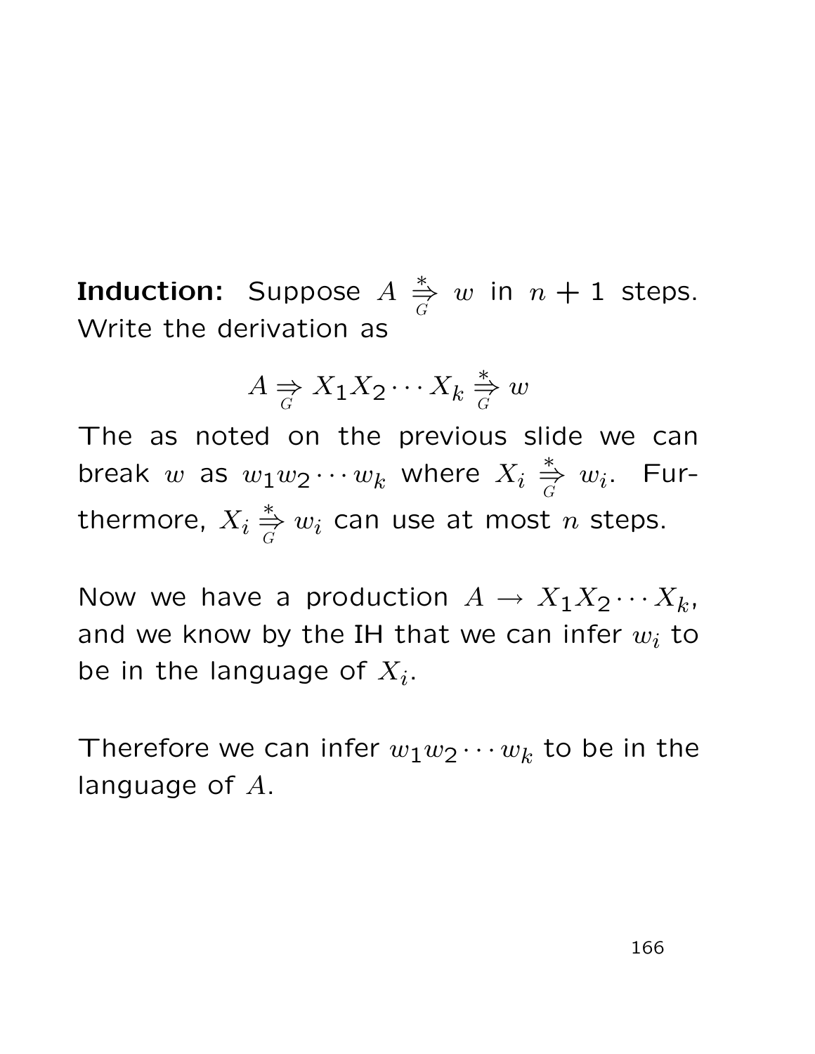**Induction:** Suppose $A \underset{G}{\overset{*}{\Rightarrow}} w$ in $n + 1$ steps. Write the derivation as

$$A \underset{G}{\Rightarrow} X_1 X_2 \cdots X_k \underset{G}{\overset{*}{\Rightarrow}} w$$

The as noted on the previous slide we can break $w$ as $w_1 w_2 \cdots w_k$ where $X_i \underset{G}{\overset{*}{\Rightarrow}} w_i$. Furthermore, $X_i \underset{G}{\overset{*}{\Rightarrow}} w_i$ can use at most $n$ steps.

Now we have a production $A \rightarrow X_1 X_2 \cdots X_k$, and we know by the IH that we can infer $w_i$ to be in the language of $X_i$.

Therefore we can infer $w_1 w_2 \cdots w_k$ to be in the language of $A$.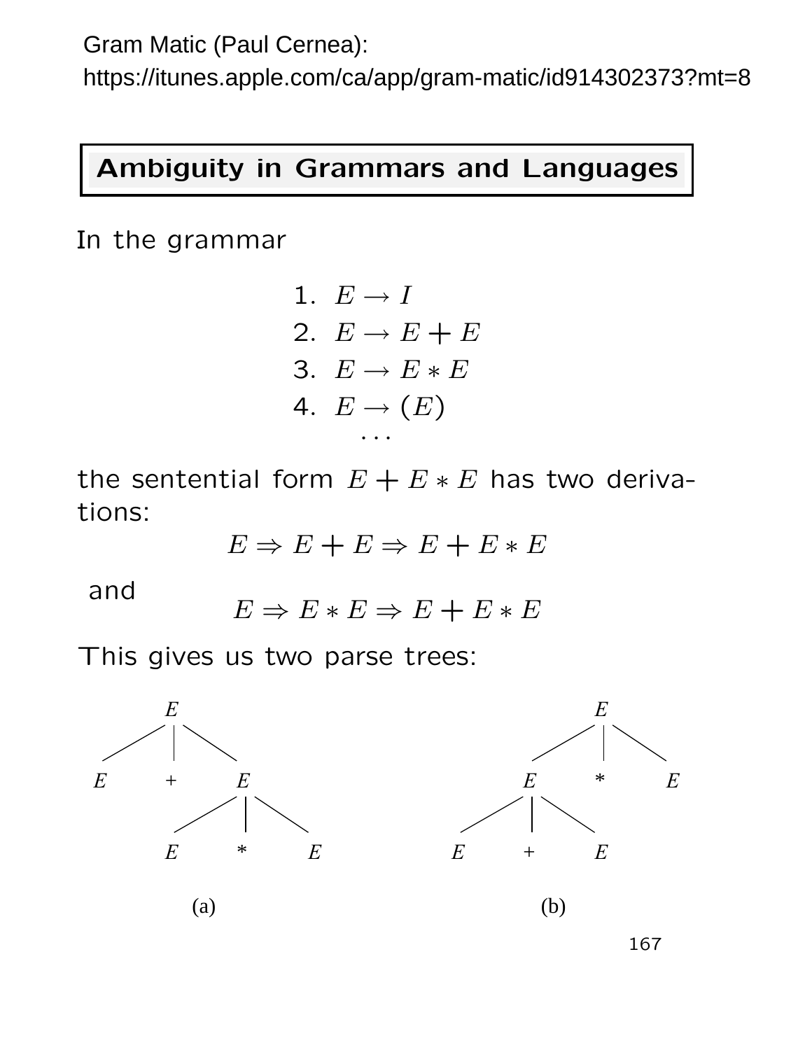Gram Matic (Paul Cernea):
https://itunes.apple.com/ca/app/gram-matic/id914302373?mt=8

## Ambiguity in Grammars and Languages

In the grammar

1. $E \rightarrow I$
2. $E \rightarrow E + E$
3. $E \rightarrow E * E$
4. $E \rightarrow (E)$

   $\cdots$

the sentential form $E + E * E$ has two derivations:

$$E \Rightarrow E + E \Rightarrow E + E * E$$

and

$$E \Rightarrow E * E \Rightarrow E + E * E$$

This gives us two parse trees:

```
        E                              E
      / | \                          / | \
     E  +  E                        E  *  E
         / | \                    / | \
        E  *  E                  E  +  E

       (a)                         (b)
```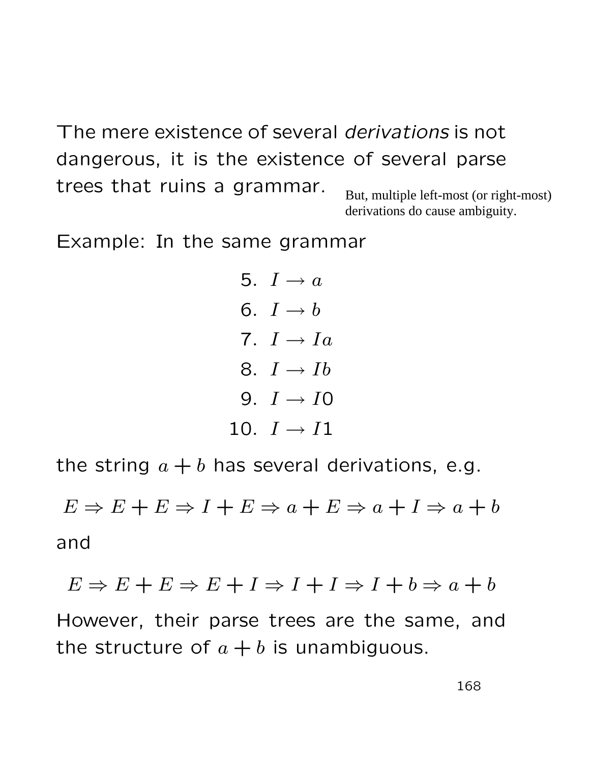The mere existence of several *derivations* is not dangerous, it is the existence of several parse trees that ruins a grammar.

But, multiple left-most (or right-most) derivations do cause ambiguity.

Example: In the same grammar

$$
\begin{aligned}
5.&\ \ I \rightarrow a \\
6.&\ \ I \rightarrow b \\
7.&\ \ I \rightarrow Ia \\
8.&\ \ I \rightarrow Ib \\
9.&\ \ I \rightarrow I0 \\
10.&\ \ I \rightarrow I1
\end{aligned}
$$

the string $a + b$ has several derivations, e.g.

$$E \Rightarrow E + E \Rightarrow I + E \Rightarrow a + E \Rightarrow a + I \Rightarrow a + b$$

and

$$E \Rightarrow E + E \Rightarrow E + I \Rightarrow I + I \Rightarrow I + b \Rightarrow a + b$$

However, their parse trees are the same, and the structure of $a + b$ is unambiguous.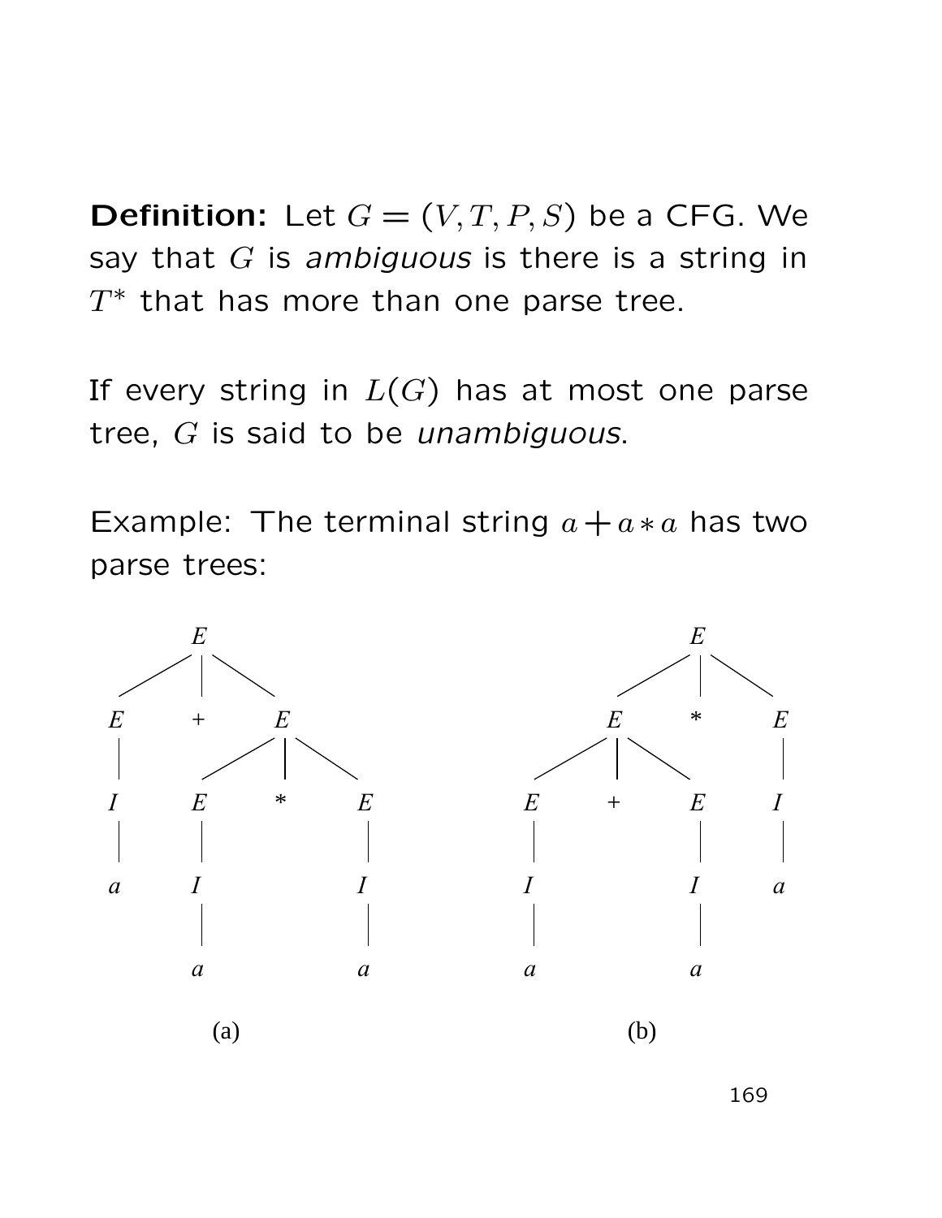**Definition:** Let $G = (V, T, P, S)$ be a CFG. We say that $G$ is *ambiguous* is there is a string in $T^*$ that has more than one parse tree.

If every string in $L(G)$ has at most one parse tree, $G$ is said to be *unambiguous*.

Example: The terminal string $a + a * a$ has two parse trees:

(a) (b)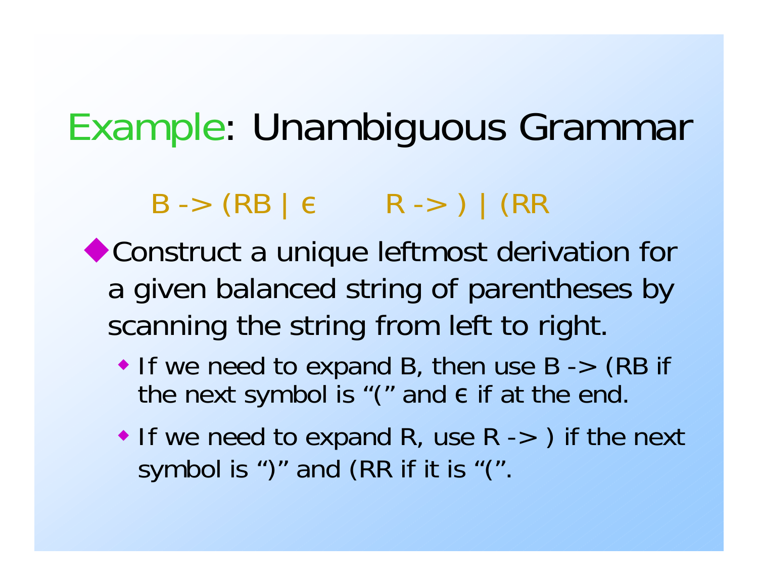# Example: Unambiguous Grammar

B -> (RB | ε        R -> ) | (RR

- Construct a unique leftmost derivation for a given balanced string of parentheses by scanning the string from left to right.
  - If we need to expand B, then use B -> (RB if the next symbol is "(" and ε if at the end.
  - If we need to expand R, use R -> ) if the next symbol is ")" and (RR if it is "(".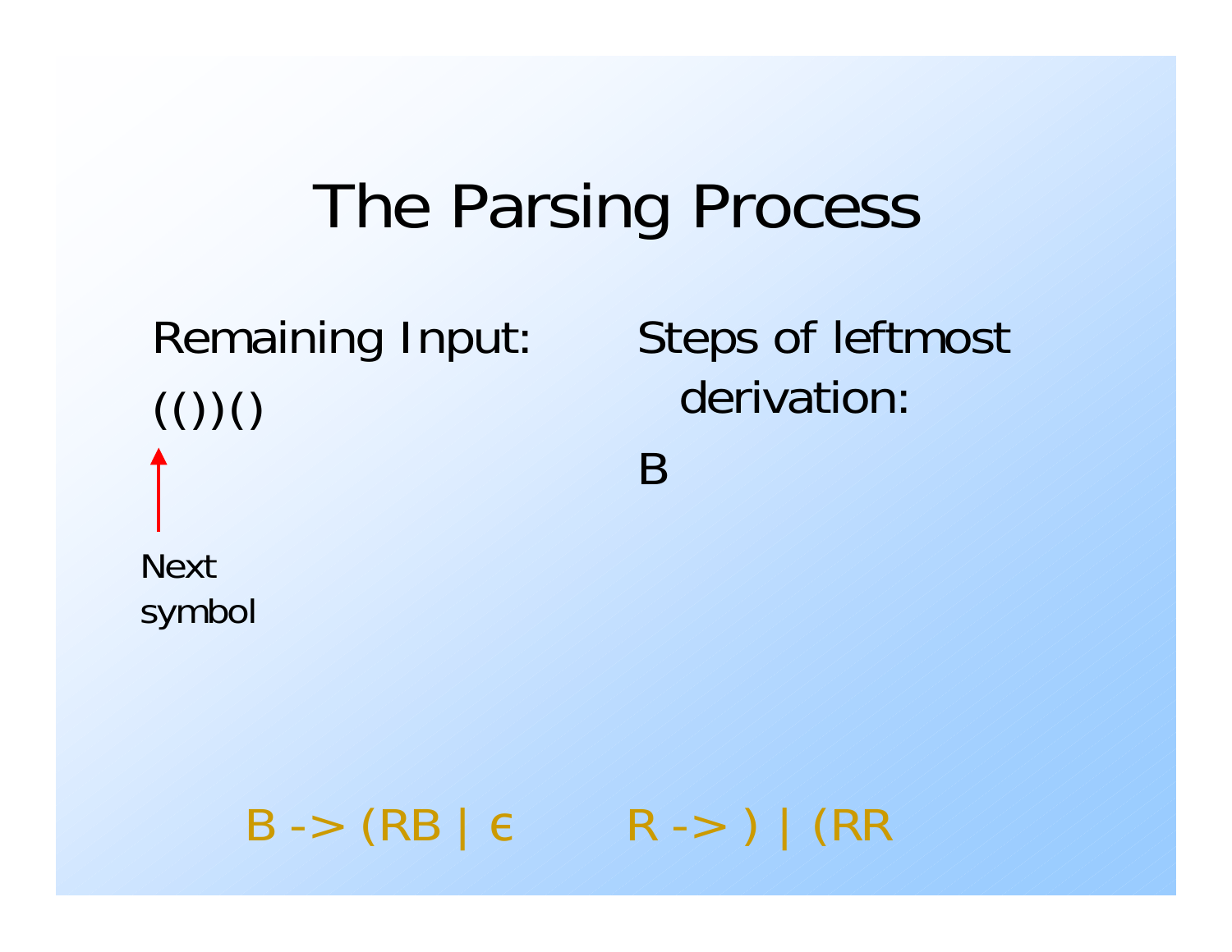# The Parsing Process

Remaining Input:

(())()

↑ Next symbol

Steps of leftmost derivation:

B

B -> (RB | ϵ      R -> ) | (RR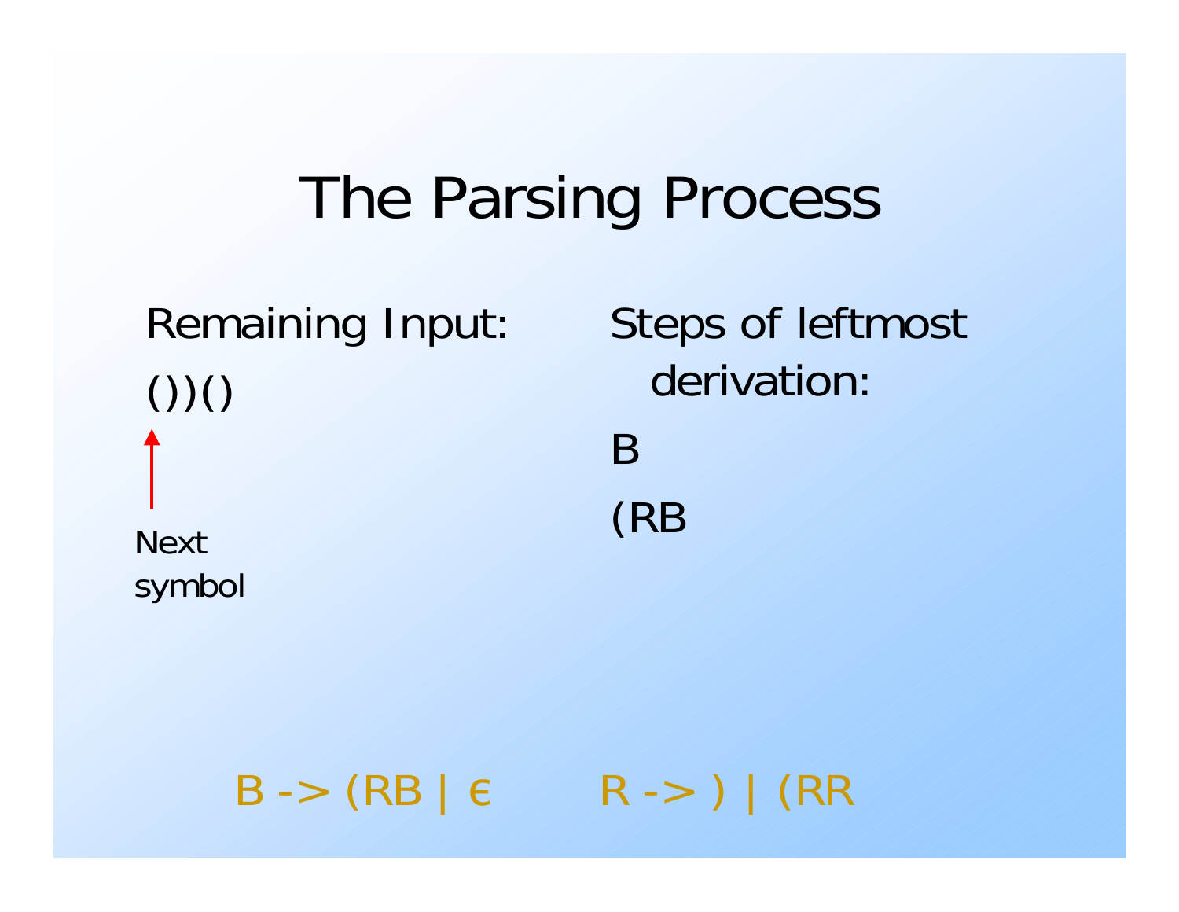# The Parsing Process

Remaining Input:

())()

↑ Next symbol

Steps of leftmost derivation:

B

(RB

B -> (RB | ϵ        R -> ) | (RR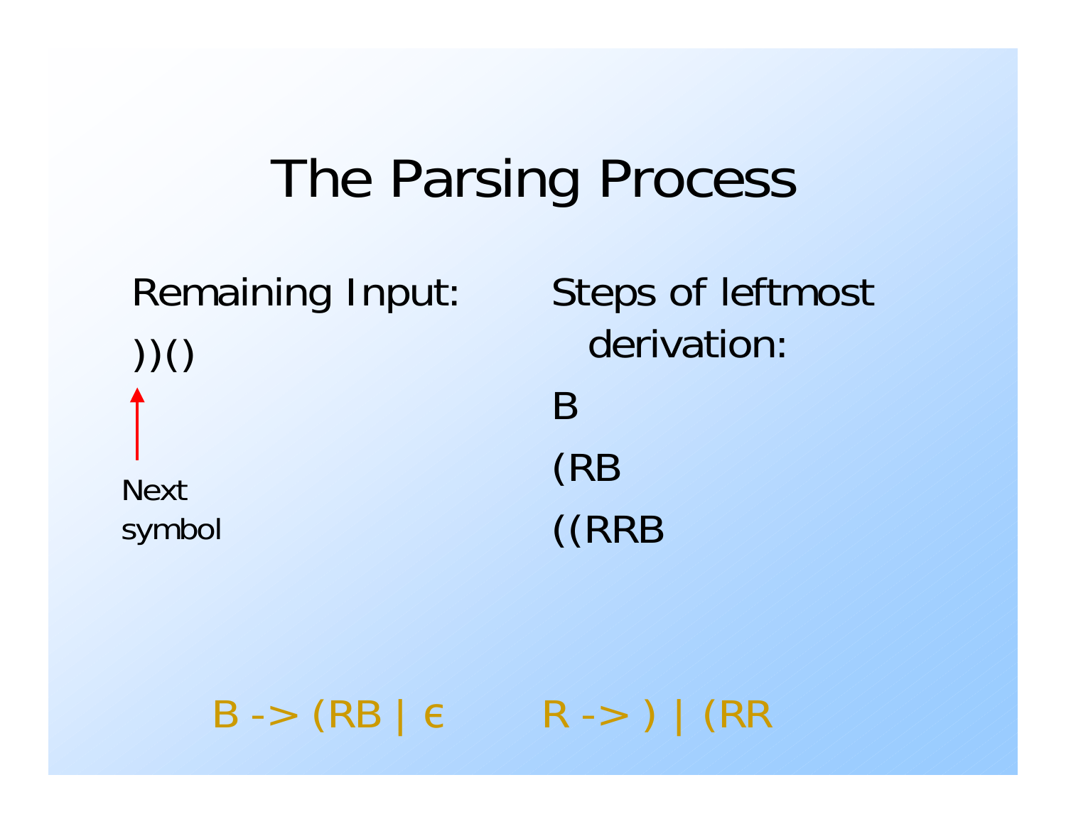# The Parsing Process

Remaining Input:

))()

Next symbol

Steps of leftmost derivation:

B

(RB

((RRB

B -> (RB | ϵ        R -> ) | (RR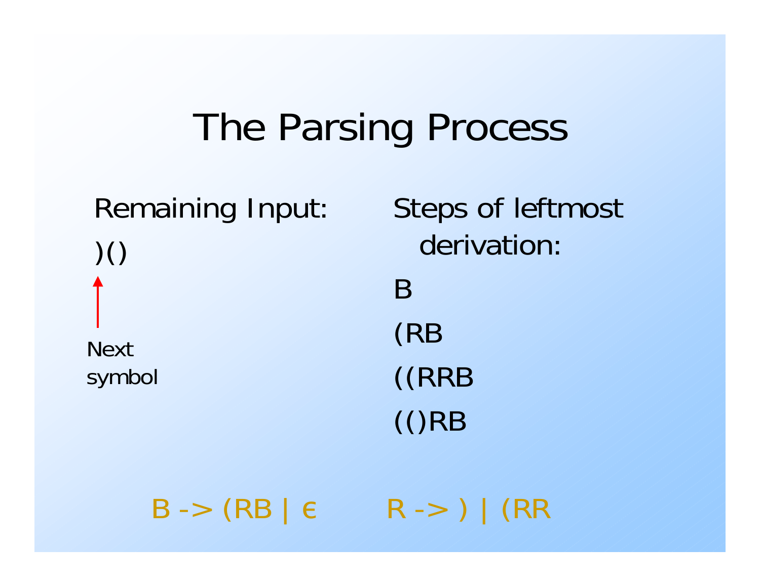# The Parsing Process

Remaining Input:

)()

↑ Next symbol

Steps of leftmost derivation:

B

(RB

((RRB

(()RB

B -> (RB | ε        R -> ) | (RR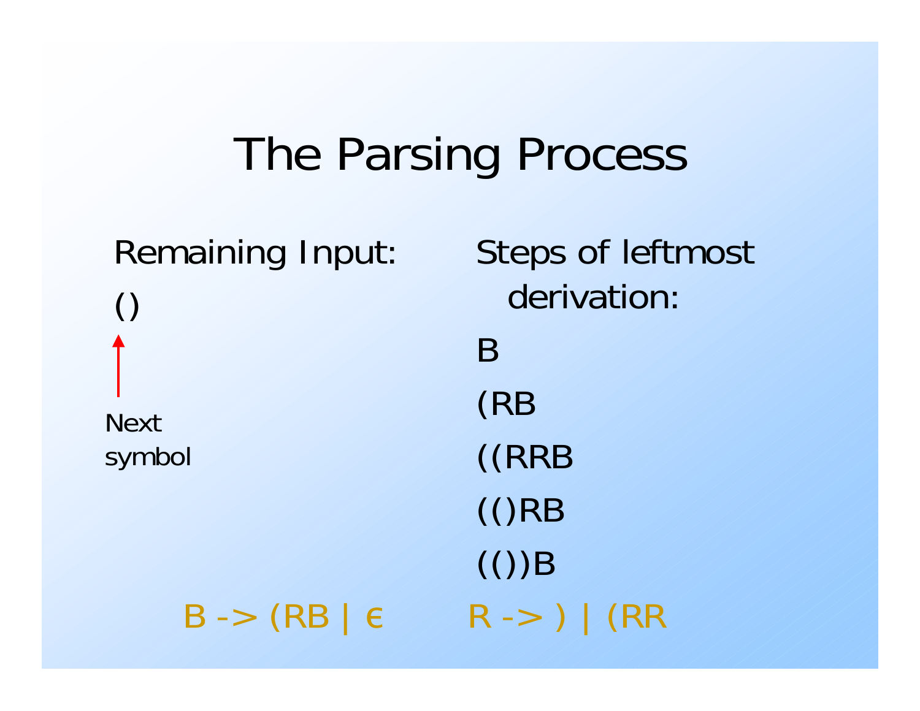# The Parsing Process

Remaining Input:

()

↑

Next symbol

Steps of leftmost derivation:

B

(RB

((RRB

(()RB

(())B

B -> (RB | ε        R -> ) | (RR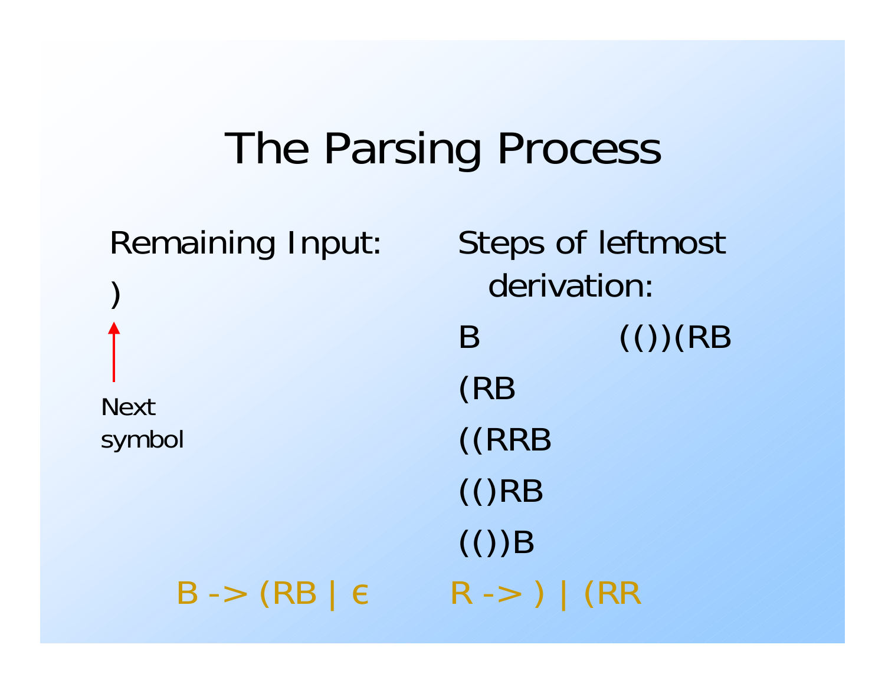# The Parsing Process

Remaining Input:

)

↑ Next symbol

Steps of leftmost derivation:

B            (())(RB

(RB

((RRB

(()RB

(())B

B -> (RB | ϵ        R -> ) | (RR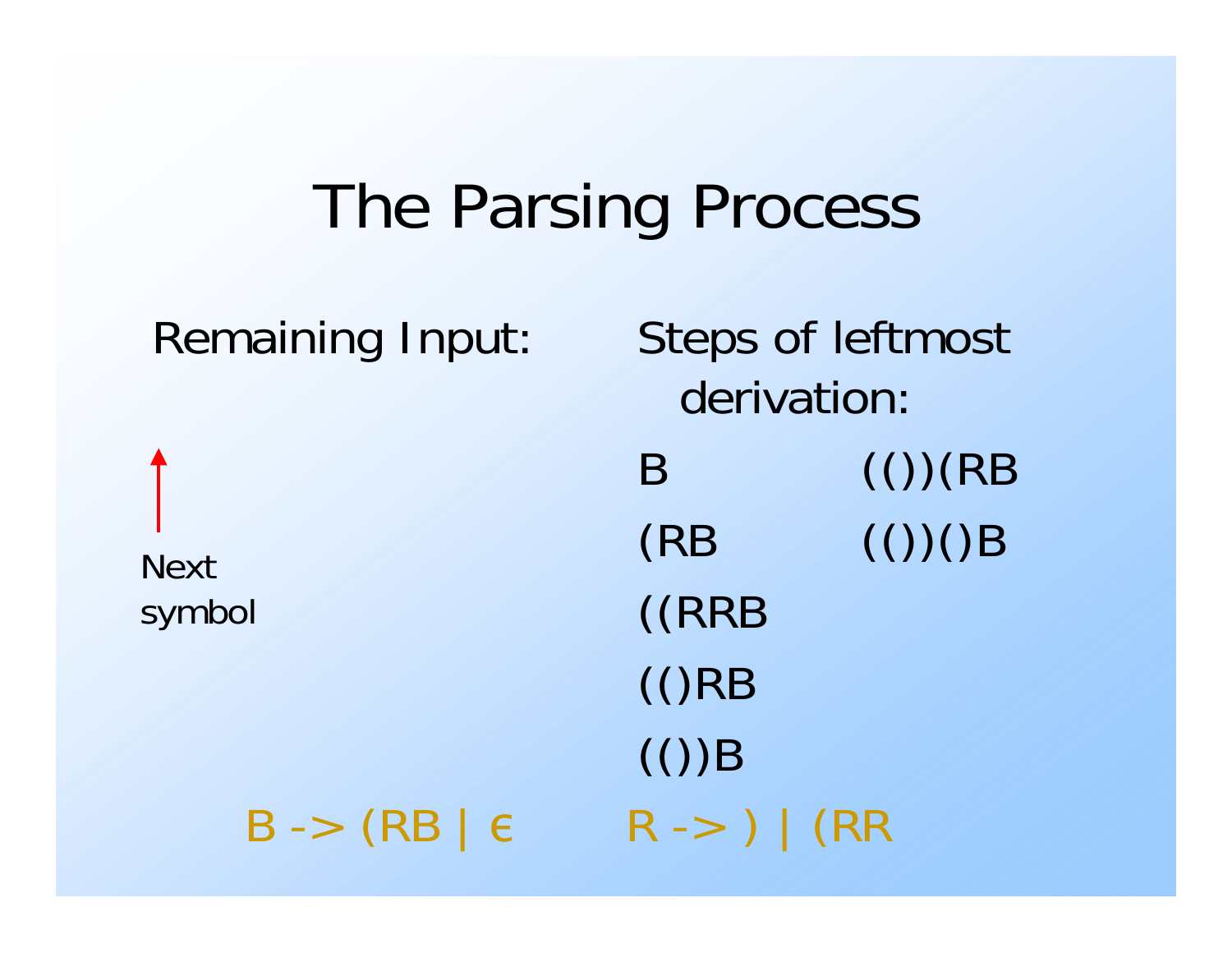# The Parsing Process

Remaining Input:

Next symbol

Steps of leftmost derivation:

B

(RB

((RRB

(()RB

(())B

(())(RB

(())()B

B -> (RB | ϵ    R -> ) | (RR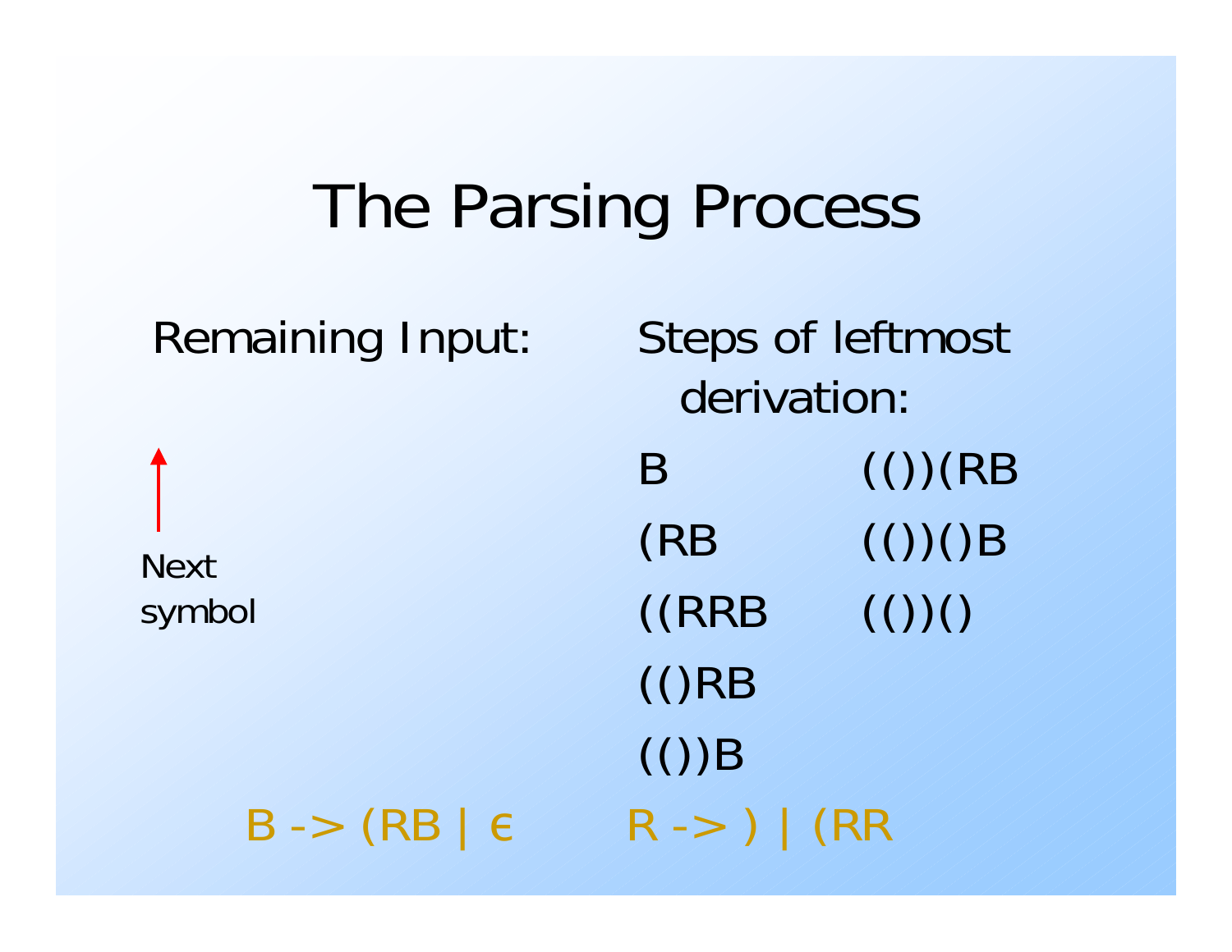# The Parsing Process

Remaining Input:

Next symbol

Steps of leftmost derivation:

```
B            (())(RB
(RB          (())()B
((RRB        (())()
(()RB
(())B
```

B -> (RB | ϵ        R -> ) | (RR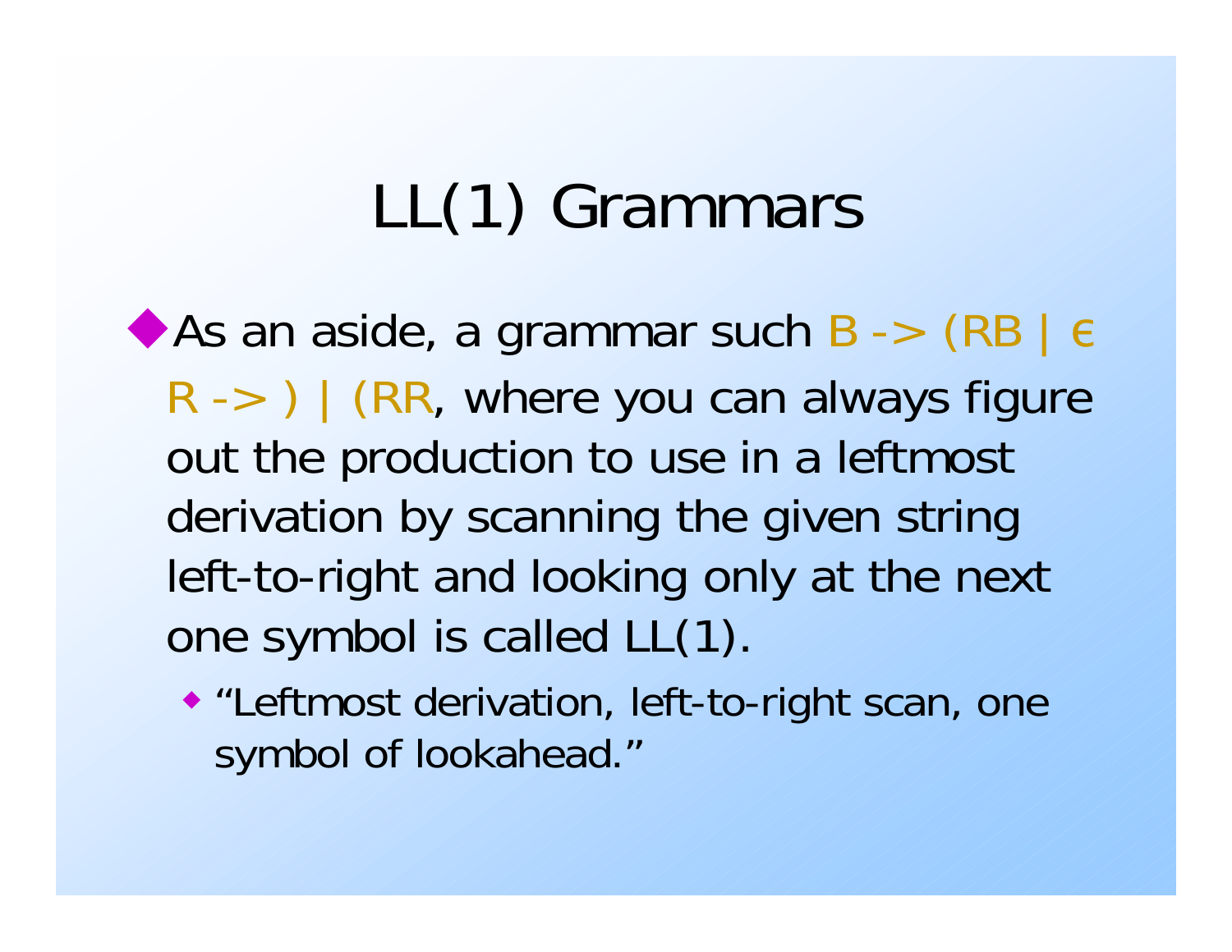# LL(1) Grammars

- As an aside, a grammar such B -> (RB | ϵ R -> ) | (RR, where you can always figure out the production to use in a leftmost derivation by scanning the given string left-to-right and looking only at the next one symbol is called LL(1).
  - "Leftmost derivation, left-to-right scan, one symbol of lookahead."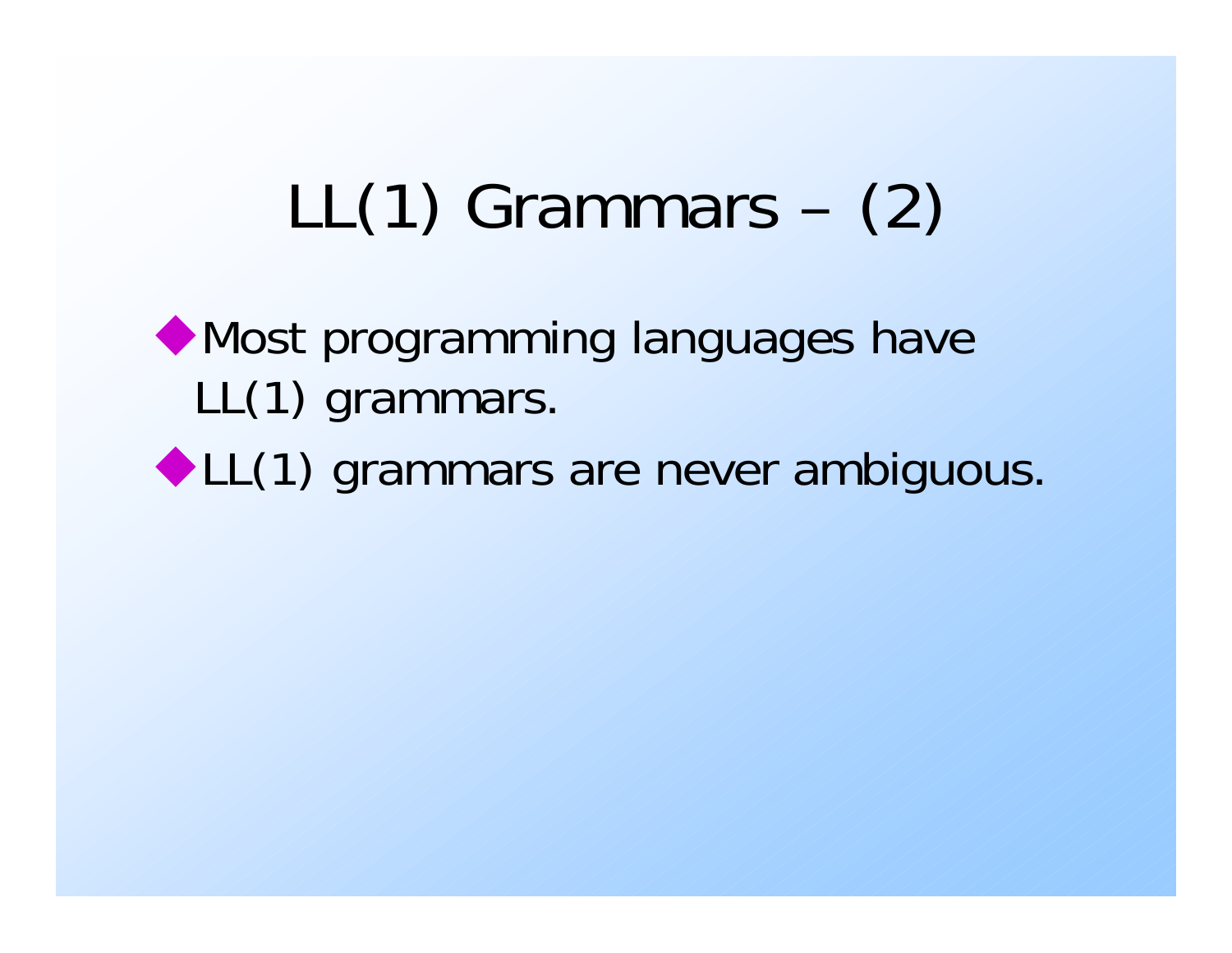# LL(1) Grammars – (2)

- Most programming languages have LL(1) grammars.
- LL(1) grammars are never ambiguous.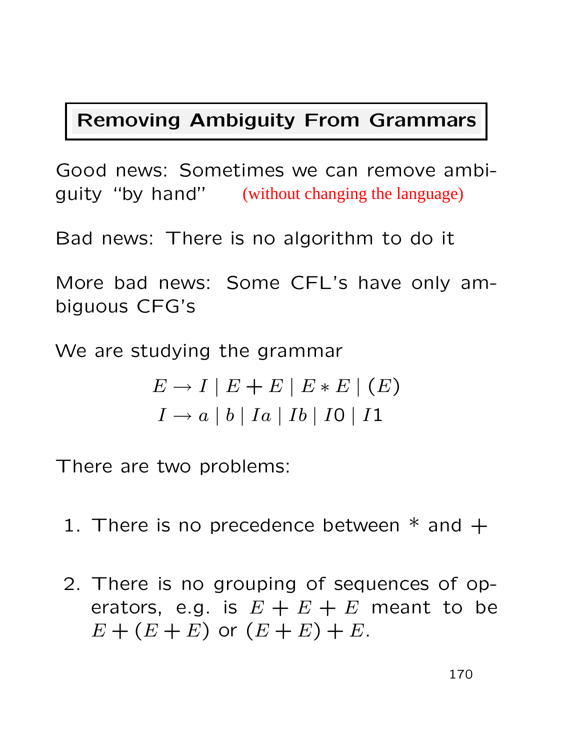## Removing Ambiguity From Grammars

Good news: Sometimes we can remove ambiguity "by hand" (without changing the language)

Bad news: There is no algorithm to do it

More bad news: Some CFL's have only ambiguous CFG's

We are studying the grammar

$$E \rightarrow I \mid E + E \mid E * E \mid (E)$$
$$I \rightarrow a \mid b \mid Ia \mid Ib \mid I0 \mid I1$$

There are two problems:

1. There is no precedence between * and +

2. There is no grouping of sequences of operators, e.g. is $E + E + E$ meant to be $E + (E + E)$ or $(E + E) + E$.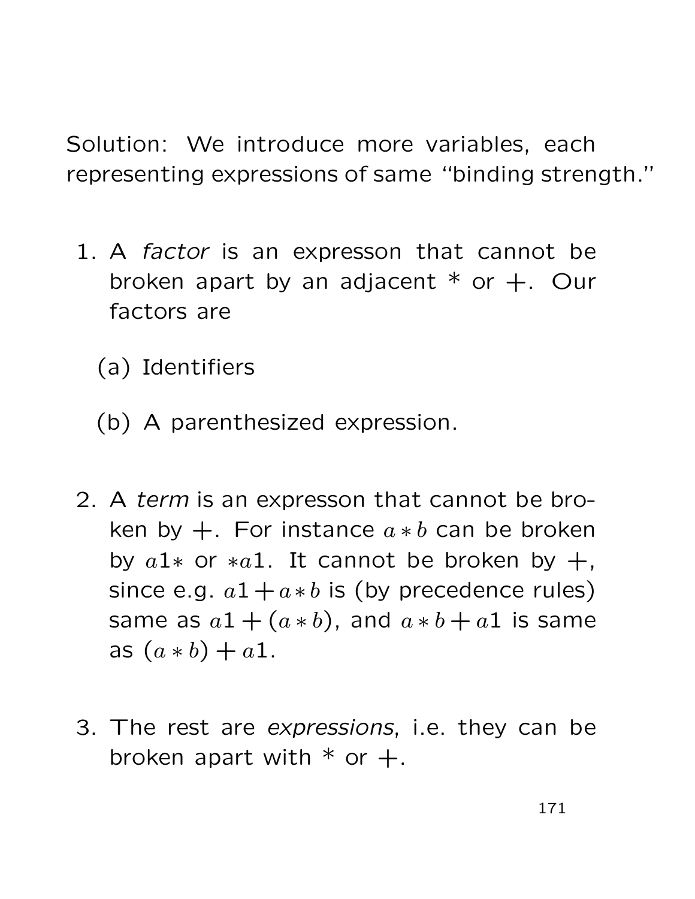Solution: We introduce more variables, each representing expressions of same "binding strength."

1. A *factor* is an expresson that cannot be broken apart by an adjacent * or +. Our factors are

   (a) Identifiers

   (b) A parenthesized expression.

2. A *term* is an expresson that cannot be broken by +. For instance $a * b$ can be broken by $a1*$ or $*a1$. It cannot be broken by +, since e.g. $a1 + a * b$ is (by precedence rules) same as $a1 + (a * b)$, and $a * b + a1$ is same as $(a * b) + a1$.

3. The rest are *expressions*, i.e. they can be broken apart with * or +.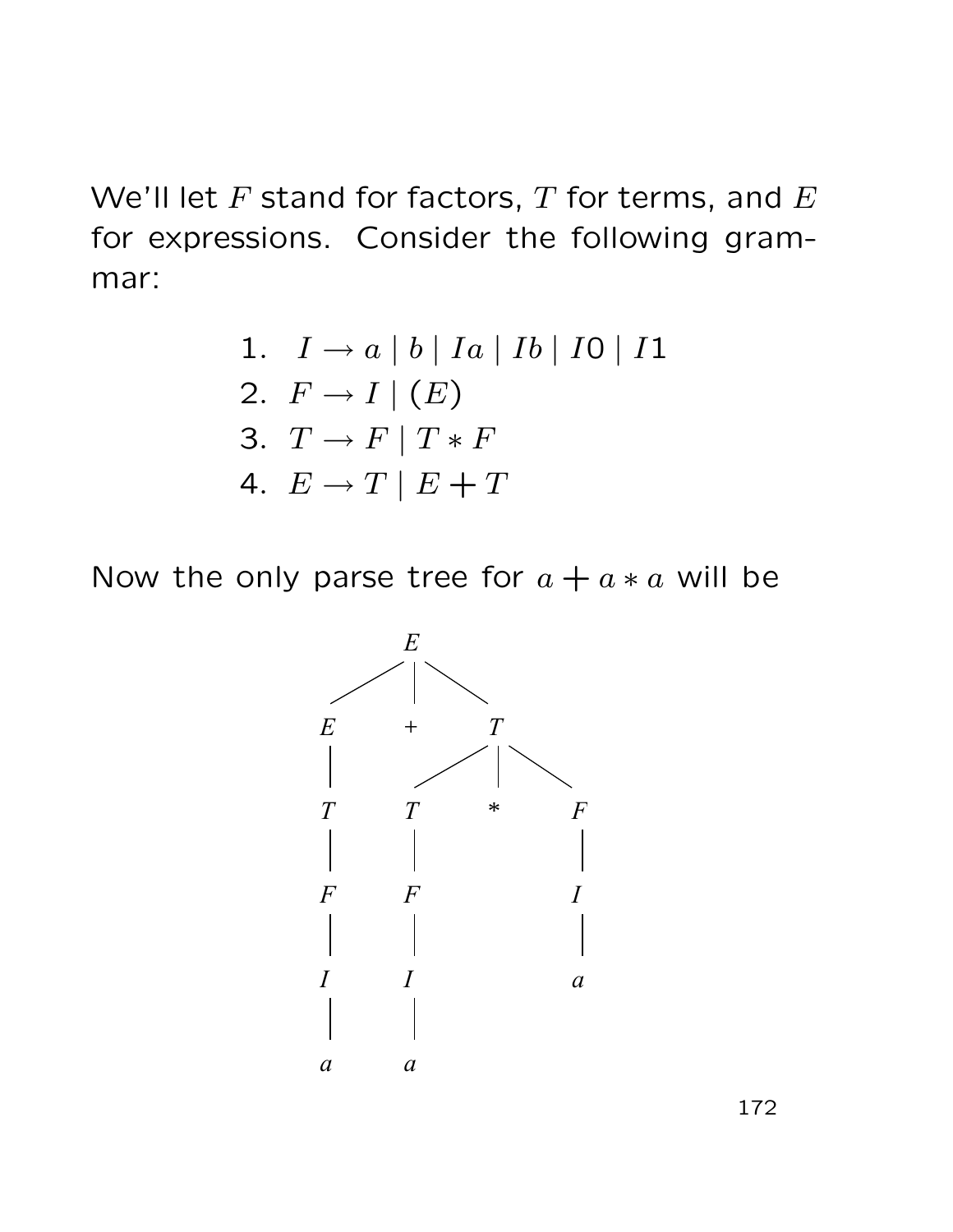We'll let $F$ stand for factors, $T$ for terms, and $E$ for expressions. Consider the following grammar:

$$
\begin{aligned}
&1.\quad I \rightarrow a \mid b \mid Ia \mid Ib \mid I0 \mid I1 \\
&2.\quad F \rightarrow I \mid (E) \\
&3.\quad T \rightarrow F \mid T * F \\
&4.\quad E \rightarrow T \mid E + T
\end{aligned}
$$

Now the only parse tree for $a + a * a$ will be

```
E
├── E
│   └── T
│       └── F
│           └── I
│               └── a
├── +
└── T
    ├── T
    │   └── F
    │       └── I
    │           └── a
    ├── *
    └── F
        └── I
            └── a
```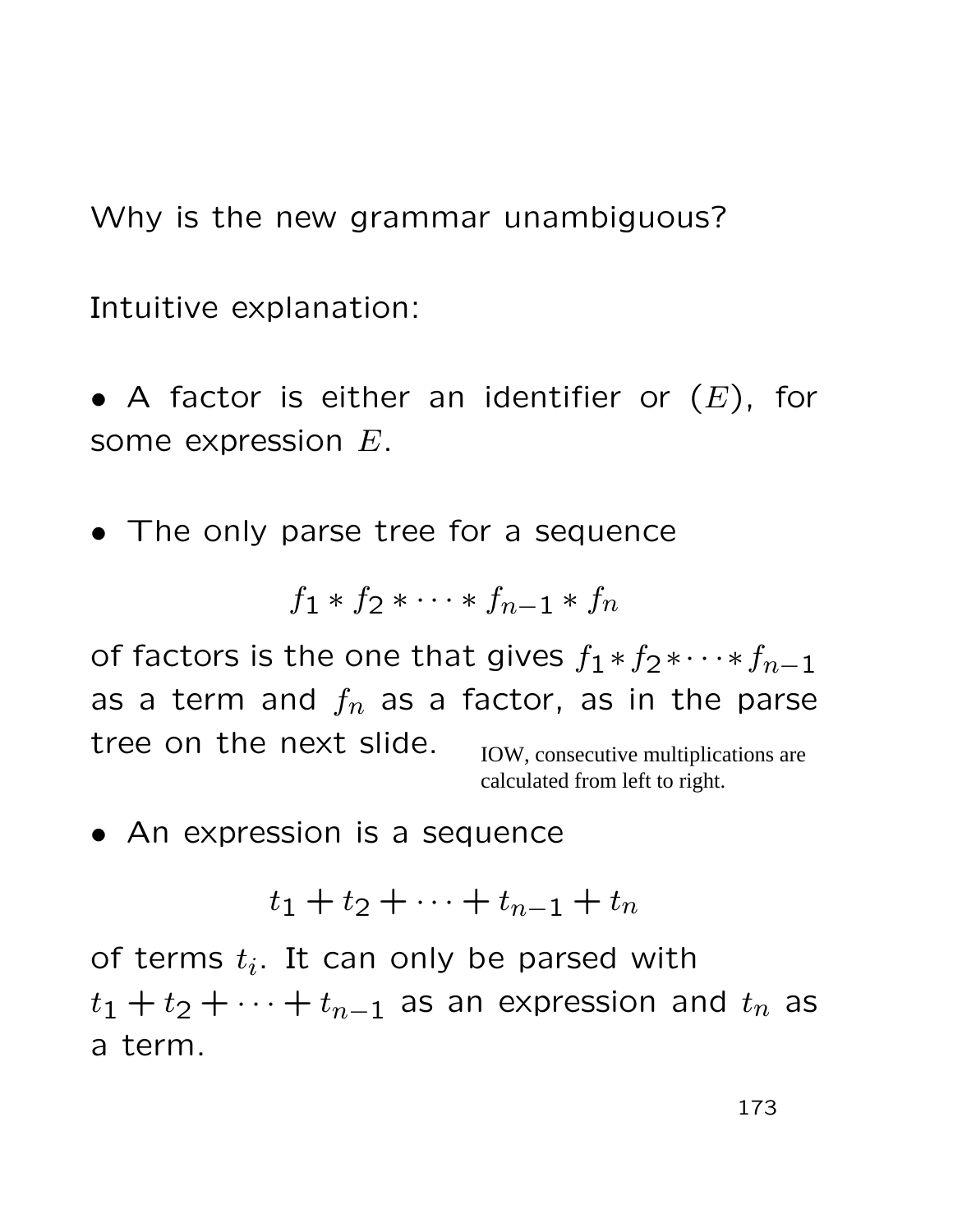Why is the new grammar unambiguous?

Intuitive explanation:

- A factor is either an identifier or $(E)$, for some expression $E$.

- The only parse tree for a sequence

$$f_1 * f_2 * \cdots * f_{n-1} * f_n$$

of factors is the one that gives $f_1 * f_2 * \cdots * f_{n-1}$ as a term and $f_n$ as a factor, as in the parse tree on the next slide.

IOW, consecutive multiplications are calculated from left to right.

- An expression is a sequence

$$t_1 + t_2 + \cdots + t_{n-1} + t_n$$

of terms $t_i$. It can only be parsed with $t_1 + t_2 + \cdots + t_{n-1}$ as an expression and $t_n$ as a term.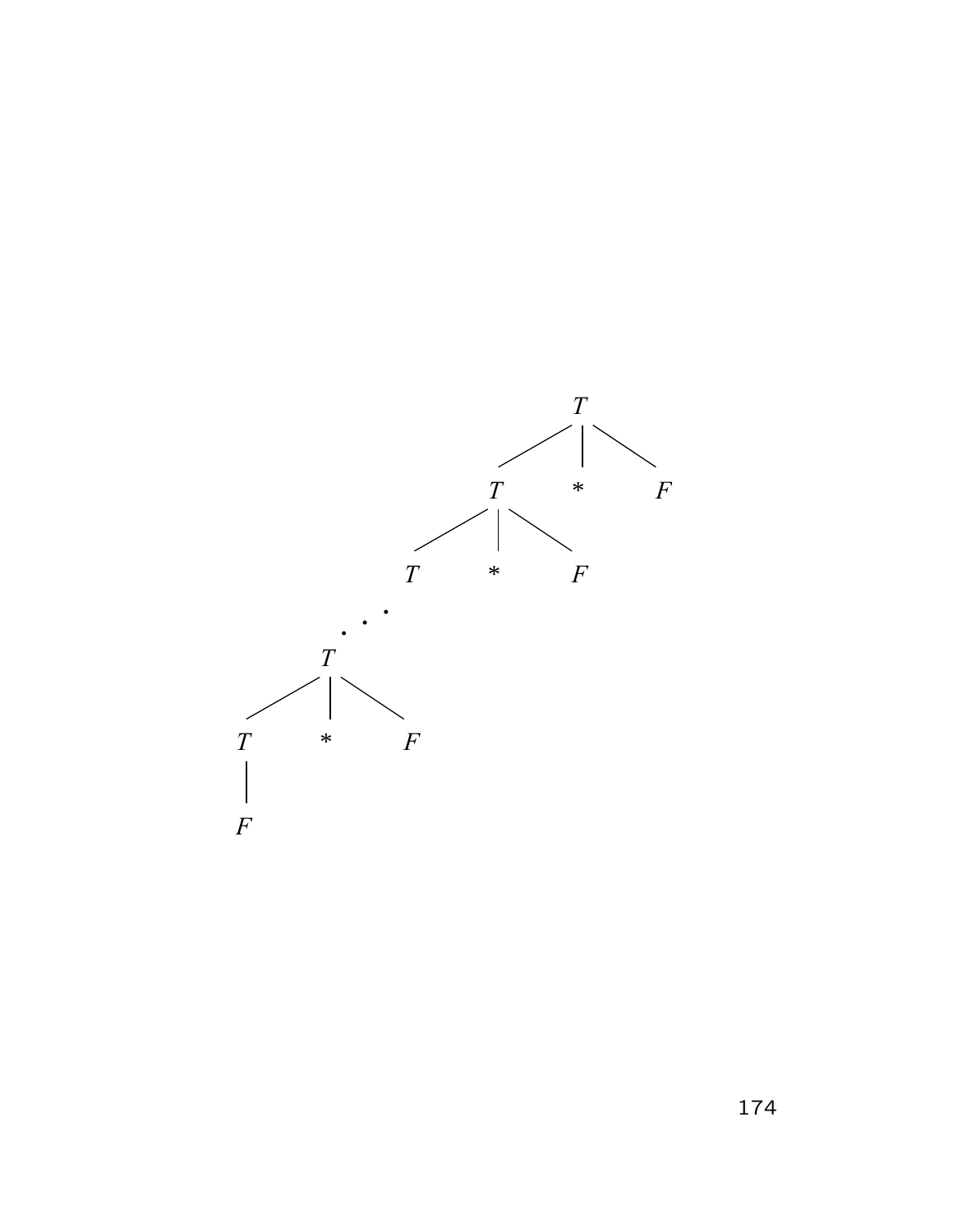```
                    T
                  / | \
                T   *   F
              / | \
            T   *   F
           .
          .
         .
        T
      / | \
    T   *   F
    |
    F
```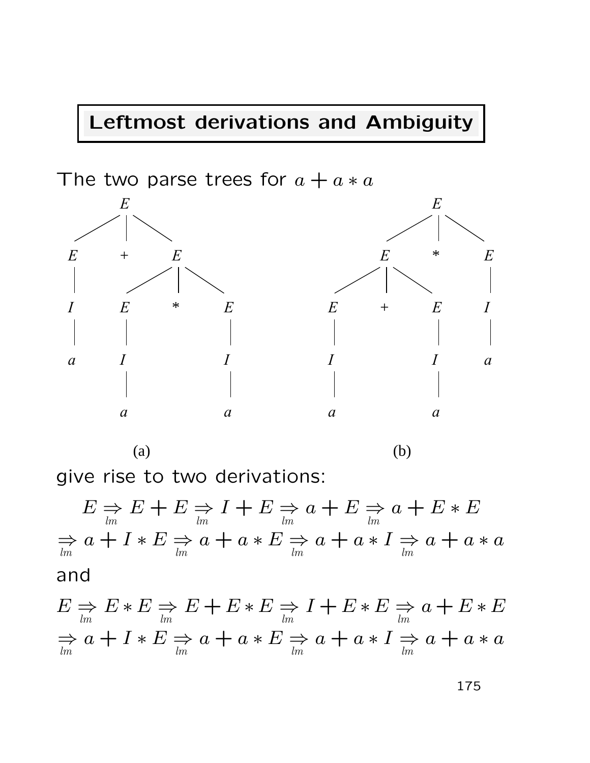# Leftmost derivations and Ambiguity

The two parse trees for $a + a * a$

(a)                                                            (b)

give rise to two derivations:

$$E \underset{lm}{\Rightarrow} E + E \underset{lm}{\Rightarrow} I + E \underset{lm}{\Rightarrow} a + E \underset{lm}{\Rightarrow} a + E * E$$
$$\underset{lm}{\Rightarrow} a + I * E \underset{lm}{\Rightarrow} a + a * E \underset{lm}{\Rightarrow} a + a * I \underset{lm}{\Rightarrow} a + a * a$$

and

$$E \underset{lm}{\Rightarrow} E * E \underset{lm}{\Rightarrow} E + E * E \underset{lm}{\Rightarrow} I + E * E \underset{lm}{\Rightarrow} a + E * E$$
$$\underset{lm}{\Rightarrow} a + I * E \underset{lm}{\Rightarrow} a + a * E \underset{lm}{\Rightarrow} a + a * I \underset{lm}{\Rightarrow} a + a * a$$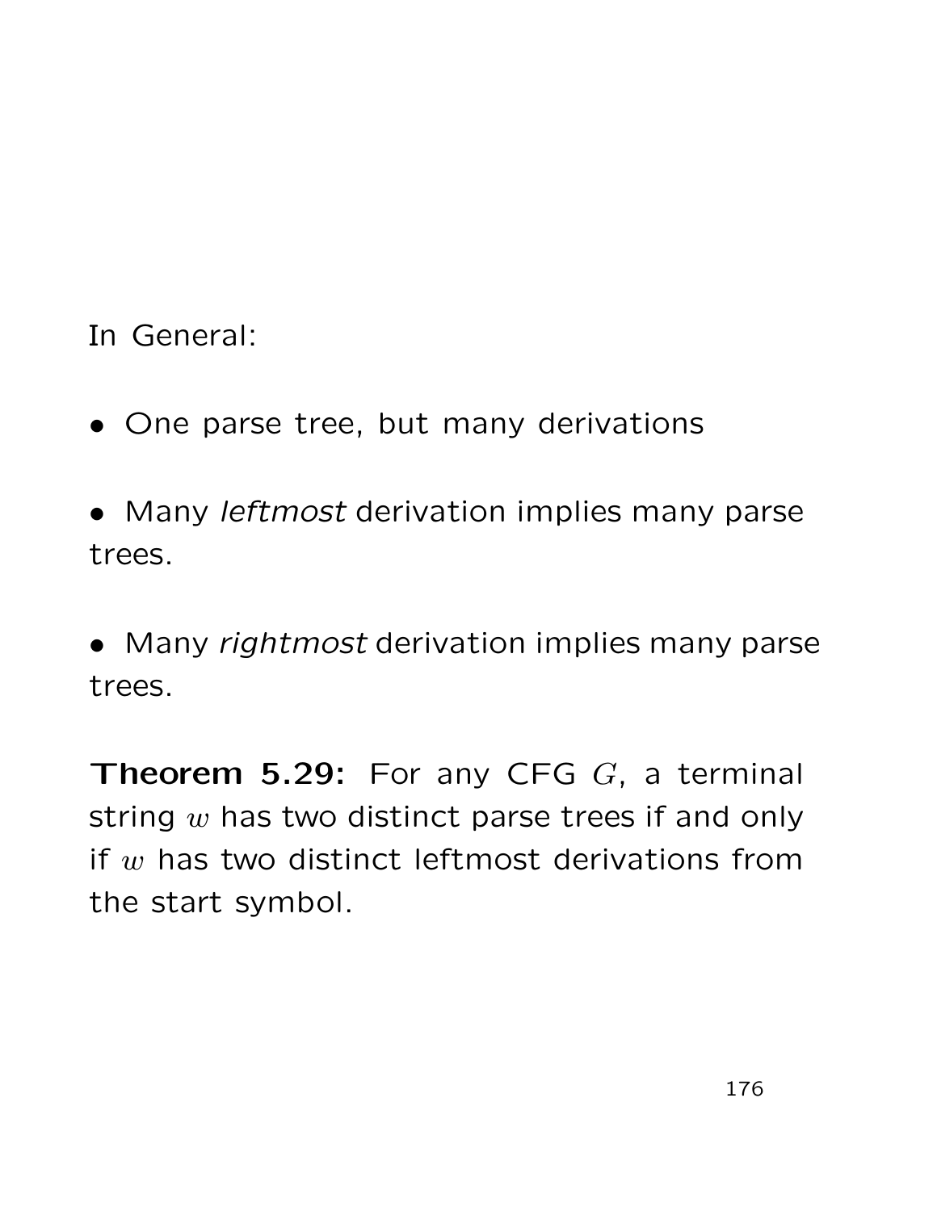In General:

- One parse tree, but many derivations

- Many *leftmost* derivation implies many parse trees.

- Many *rightmost* derivation implies many parse trees.

**Theorem 5.29:** For any CFG $G$, a terminal string $w$ has two distinct parse trees if and only if $w$ has two distinct leftmost derivations from the start symbol.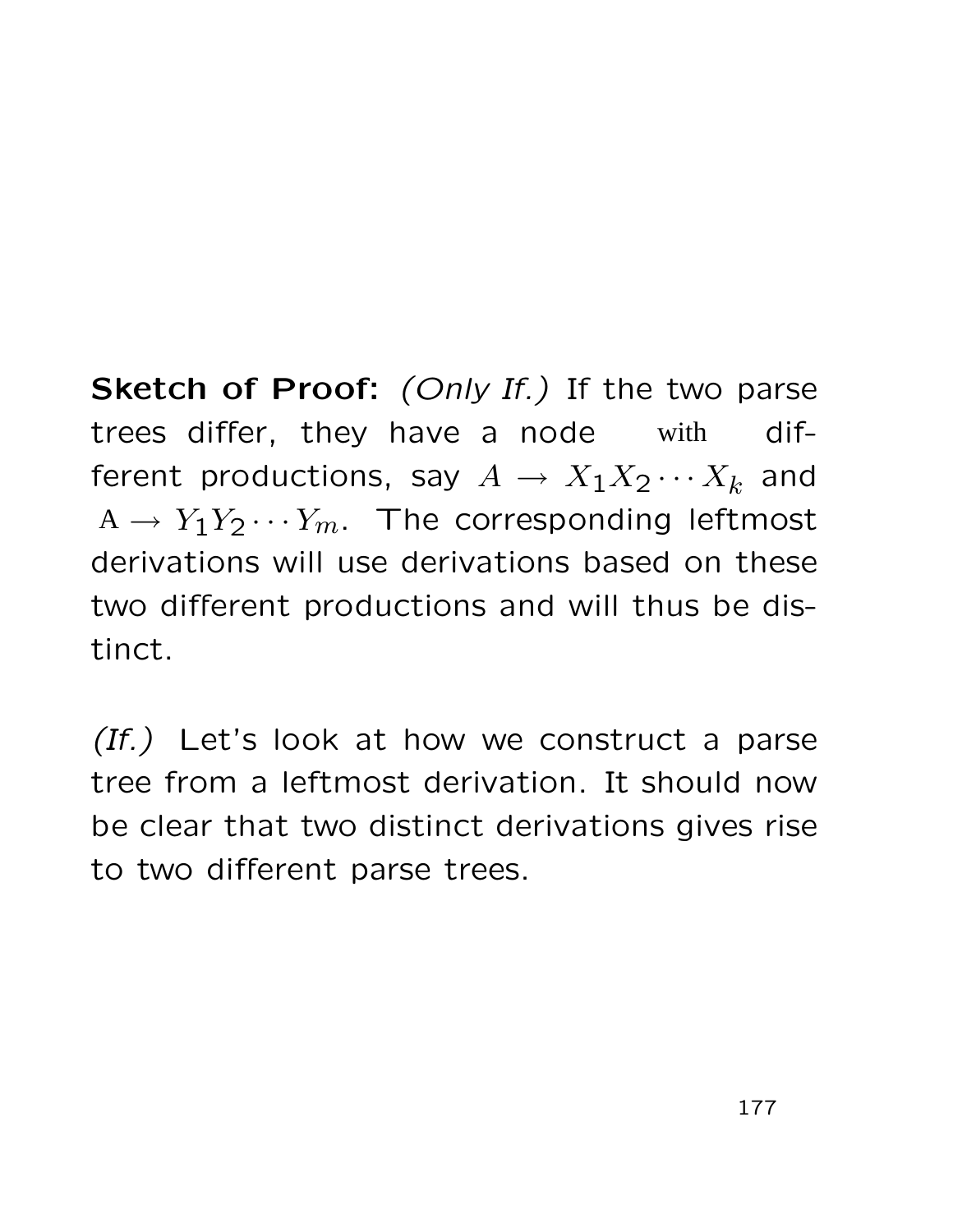**Sketch of Proof:** *(Only If.)* If the two parse trees differ, they have a node with different productions, say $A \rightarrow X_1 X_2 \cdots X_k$ and $A \rightarrow Y_1 Y_2 \cdots Y_m$. The corresponding leftmost derivations will use derivations based on these two different productions and will thus be distinct.

*(If.)* Let's look at how we construct a parse tree from a leftmost derivation. It should now be clear that two distinct derivations gives rise to two different parse trees.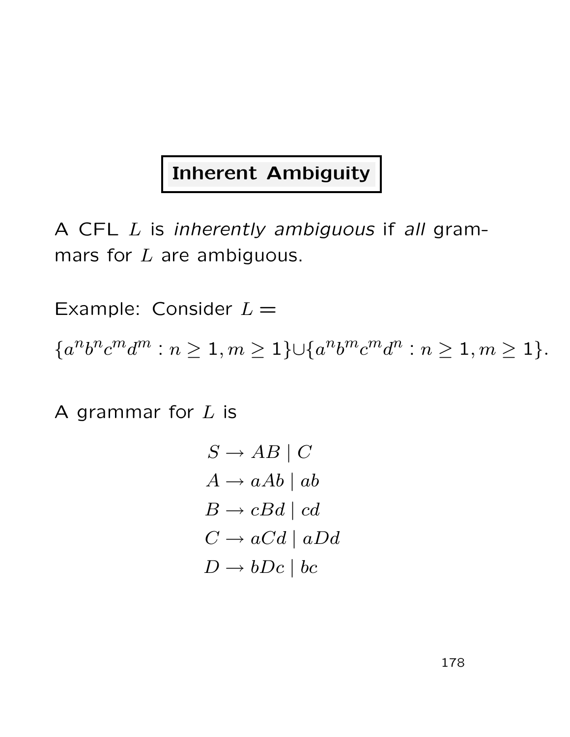## Inherent Ambiguity

A CFL $L$ is *inherently ambiguous* if *all* grammars for $L$ are ambiguous.

Example: Consider $L =$

$$\{a^n b^n c^m d^m : n \geq 1, m \geq 1\} \cup \{a^n b^m c^m d^n : n \geq 1, m \geq 1\}.$$

A grammar for $L$ is

$$
\begin{aligned}
S &\rightarrow AB \mid C \\
A &\rightarrow aAb \mid ab \\
B &\rightarrow cBd \mid cd \\
C &\rightarrow aCd \mid aDd \\
D &\rightarrow bDc \mid bc
\end{aligned}
$$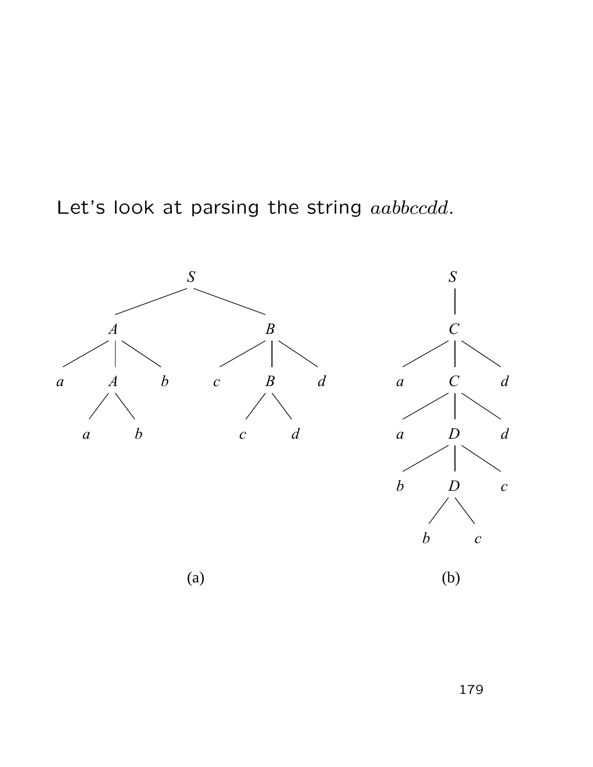Let's look at parsing the string $aabbccdd$.

(a)

(b)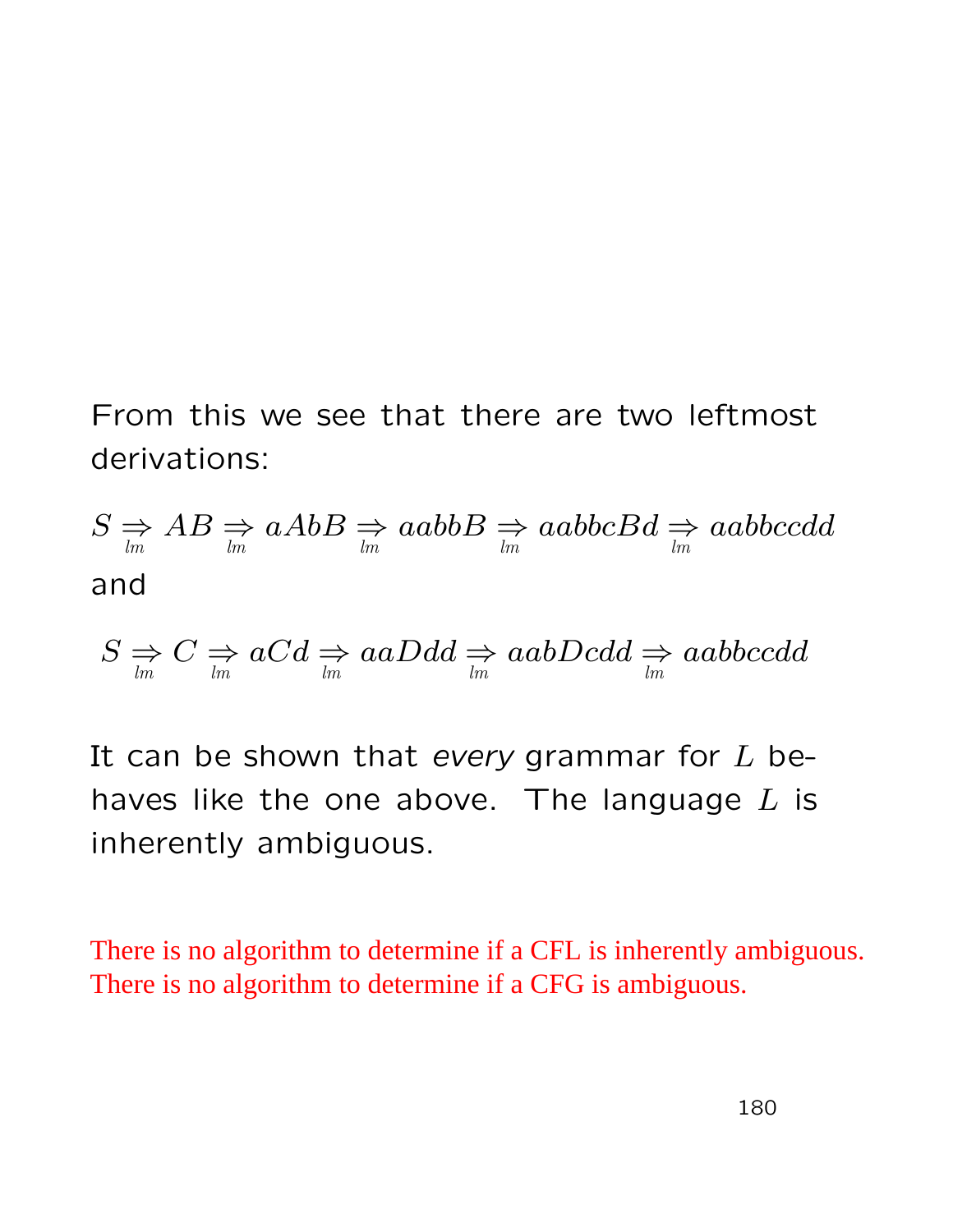From this we see that there are two leftmost derivations:

$$S \underset{lm}{\Rightarrow} AB \underset{lm}{\Rightarrow} aAbB \underset{lm}{\Rightarrow} aabbB \underset{lm}{\Rightarrow} aabbcBd \underset{lm}{\Rightarrow} aabbccdd$$

and

$$S \underset{lm}{\Rightarrow} C \underset{lm}{\Rightarrow} aCd \underset{lm}{\Rightarrow} aaDdd \underset{lm}{\Rightarrow} aabDcdd \underset{lm}{\Rightarrow} aabbccdd$$

It can be shown that *every* grammar for $L$ behaves like the one above. The language $L$ is inherently ambiguous.

There is no algorithm to determine if a CFL is inherently ambiguous.
There is no algorithm to determine if a CFG is ambiguous.